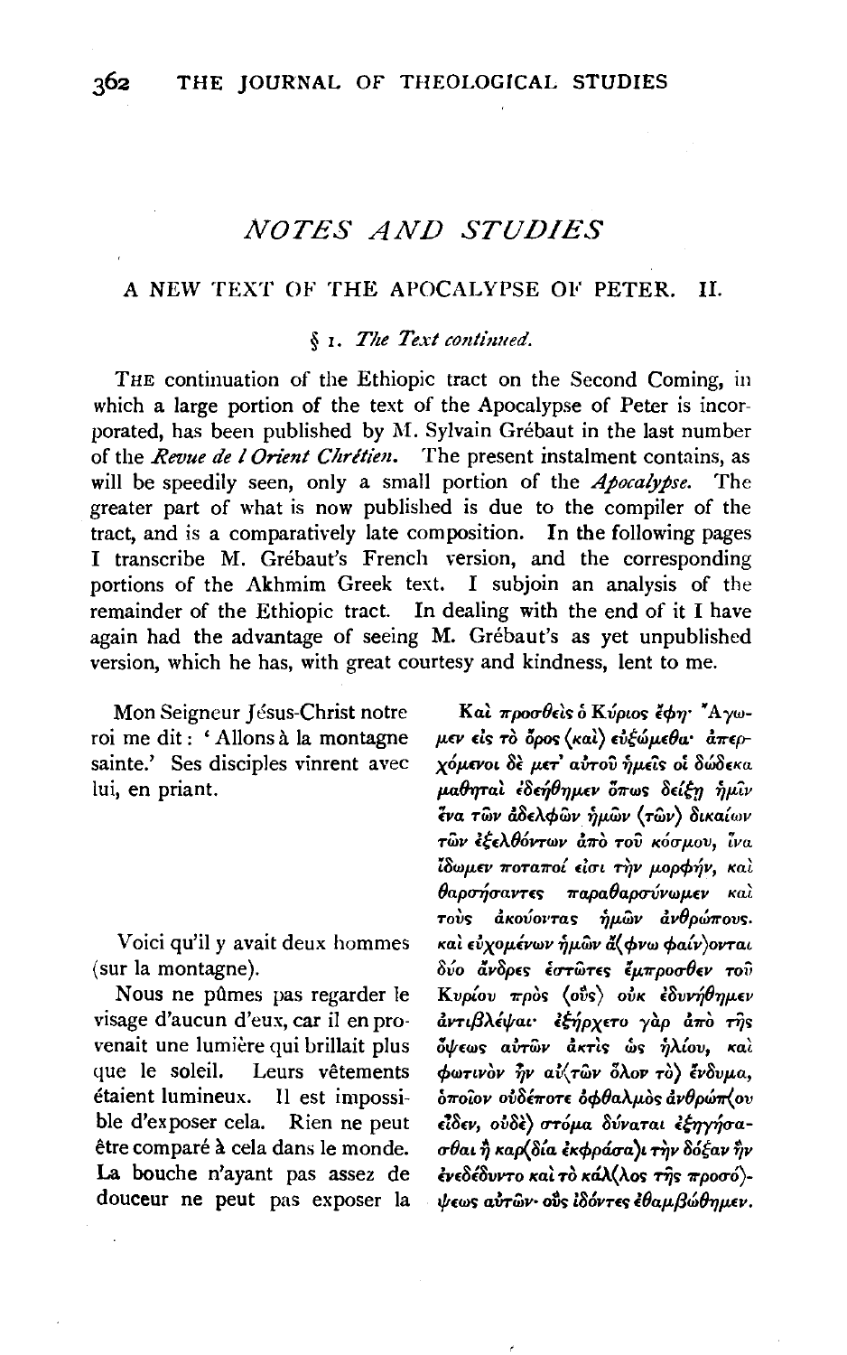## *NOTES AND STUDIES*

### A NEW TEXT OF THE APOCALYPSE OF PETER. II.

#### § 1. *The Text continued.*

THE continuation of the Ethiopic tract on the Second Coming, in which a large portion of the text of the Apocalypse of Peter is incorporated, has been published by M. Sylvain Grébaut in the last number of the *Revue de l Orient Chrétien*. The present instalment contains, as will be speedily seen, only a small portion of the *Apocalypse*. The greater part of what is now published is due to the compiler of the tract, and is a comparatively late composition. In the following pages I transcribe M. Grébaut's French version, and the corresponding portions of the Akhmim Greek text. I subjoin an analysis of the remainder of the Ethiopic tract. In dealing with the end of it I have again had the advantage of seeing M. Grébaut's as yet unpublished version, which he has, with great courtesy and kindness, lent to me.

| | |
|---|---|
| Mon Seigneur Jésus-Christ notre roi me dit : 'Allons à la montagne sainte.' Ses disciples vinrent avec lui, en priant. | Καὶ προσθεὶς ὁ Κύριος ἔφη· Ἄγωμεν εἰς τὸ ὄρος (καὶ) εὐξώμεθα· ἀπερχόμενοι δὲ μετ' αὐτοῦ ἡμεῖς οἱ δώδεκα μαθηταὶ ἐδεήθημεν ὅπως δείξῃ ἡμῖν ἕνα τῶν ἀδελφῶν ἡμῶν (τῶν) δικαίων τῶν ἐξελθόντων ἀπὸ τοῦ κόσμου, ἵνα ἴδωμεν ποταποί εἰσι τὴν μορφήν, καὶ θαρσήσαντες παραθαρσύνωμεν καὶ τοὺς ἀκούοντας ἡμῶν ἀνθρώπους. |
| Voici qu'il y avait deux hommes (sur la montagne). | καὶ εὐχομένων ἡμῶν ἄ(φνω φαίν)ονται δύο ἄνδρες ἑστῶτες ἔμπροσθεν τοῦ Κυρίου πρὸς (οὓς) οὐκ ἐδυνήθημεν |
| Nous ne pûmes pas regarder le visage d'aucun d'eux, car il en provenait une lumière qui brillait plus que le soleil. Leurs vêtements étaient lumineux. Il est impossible d'exposer cela. Rien ne peut être comparé à cela dans le monde. La bouche n'ayant pas assez de douceur ne peut pas exposer la | ἀντιβλέψαι· ἐξήρχετο γὰρ ἀπὸ τῆς ὄψεως αὐτῶν ἀκτὶς ὡς ἡλίου, καὶ φωτινὸν ἦν αὐ(τῶν ὅλον τὸ) ἔνδυμα, ὁποῖον οὐδέποτε ὀφθαλμὸς ἀνθρώπ(ου εἶδεν, οὐδὲ) στόμα δύναται ἐξηγήσασθαι ἢ καρ(δία ἐκφράσα)ι τὴν δόξαν ἣν ἐνεδέδυντο καὶ τὸ κάλ(λος τῆς προσό)ψεως αὐτῶν· οὓς ἰδόντες ἐθαμβώθημεν. |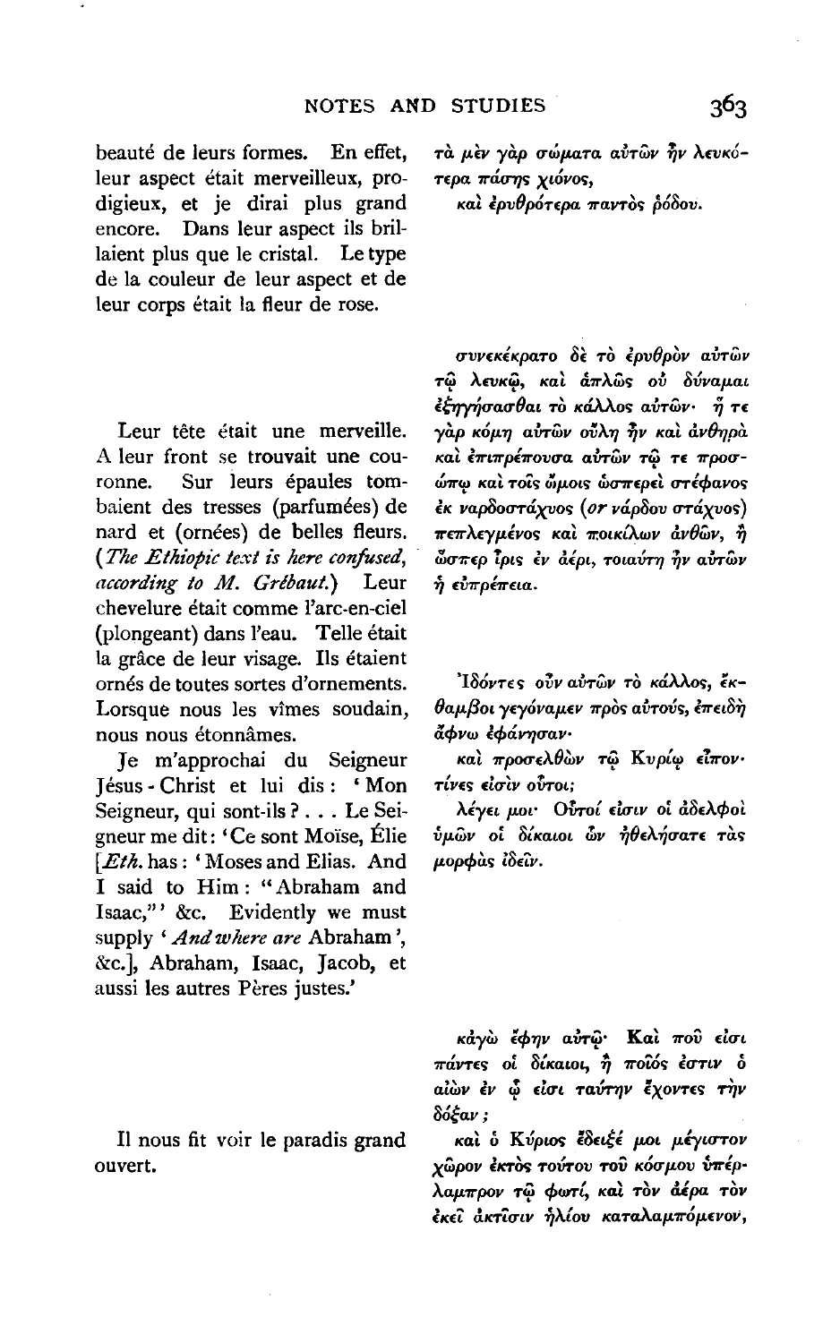beauté de leurs formes. En effet, leur aspect était merveilleux, prodigieux, et je dirai plus grand encore. Dans leur aspect ils brillaient plus que le cristal. Le type de la couleur de leur aspect et de leur corps était la fleur de rose.

τὰ μὲν γὰρ σώματα αὐτῶν ἦν λευκότερα πάσης χιόνος,
καὶ ἐρυθρότερα παντὸς ῥόδου.

συνεκέκρατο δὲ τὸ ἐρυθρὸν αὐτῶν τῷ λευκῷ, καὶ ἁπλῶς οὐ δύναμαι ἐξηγήσασθαι τὸ κάλλος αὐτῶν· ἥ τε γὰρ κόμη αὐτῶν οὔλη ἦν καὶ ἀνθηρὰ καὶ ἐπιπρέπουσα αὐτῶν τῷ τε προσώπῳ καὶ τοῖς ὤμοις ὡσπερεὶ στέφανος ἐκ ναρδοστάχυος (*or* νάρδου στάχυος) πεπλεγμένος καὶ ποικίλων ἀνθῶν, ἢ ὥσπερ ἶρις ἐν ἀέρι, τοιαύτη ἦν αὐτῶν ἡ εὐπρέπεια.

Leur tête était une merveille. A leur front se trouvait une couronne. Sur leurs épaules tombaient des tresses (parfumées) de nard et (ornées) de belles fleurs. (*The Ethiopic text is here confused, according to M. Grébaut.*) Leur chevelure était comme l'arc-en-ciel (plongeant) dans l'eau. Telle était la grâce de leur visage. Ils étaient ornés de toutes sortes d'ornements. Lorsque nous les vîmes soudain, nous nous étonnâmes.

Ἰδόντες οὖν αὐτῶν τὸ κάλλος, ἔκθαμβοι γεγόναμεν πρὸς αὐτούς, ἐπειδὴ ἄφνω ἐφάνησαν·

Je m'approchai du Seigneur Jésus-Christ et lui dis : 'Mon Seigneur, qui sont-ils ? . . . Le Seigneur me dit : 'Ce sont Moïse, Élie [*Eth.* has : 'Moses and Elias. And I said to Him : "Abraham and Isaac,"' &c. Evidently we must supply '*And where are* Abraham', &c.], Abraham, Isaac, Jacob, et aussi les autres Pères justes.'

καὶ προσελθὼν τῷ Κυρίῳ εἶπον· τίνες εἰσὶν οὗτοι;
λέγει μοι· Οὗτοί εἰσιν οἱ ἀδελφοὶ ὑμῶν οἱ δίκαιοι ὧν ἠθελήσατε τὰς μορφὰς ἰδεῖν.

κἀγὼ ἔφην αὐτῷ· **Καὶ** ποῦ εἰσι πάντες οἱ δίκαιοι, ἢ ποῖός ἐστιν ὁ αἰὼν ἐν ᾧ εἰσι ταύτην ἔχοντες τὴν δόξαν;

Il nous fit voir le paradis grand ouvert.

καὶ ὁ Κύριος ἔδειξέ μοι μέγιστον χῶρον ἐκτὸς τούτου τοῦ κόσμου ὑπέρλαμπρον τῷ φωτί, καὶ τὸν ἀέρα τὸν ἐκεῖ ἀκτῖσιν ἡλίου καταλαμπόμενον,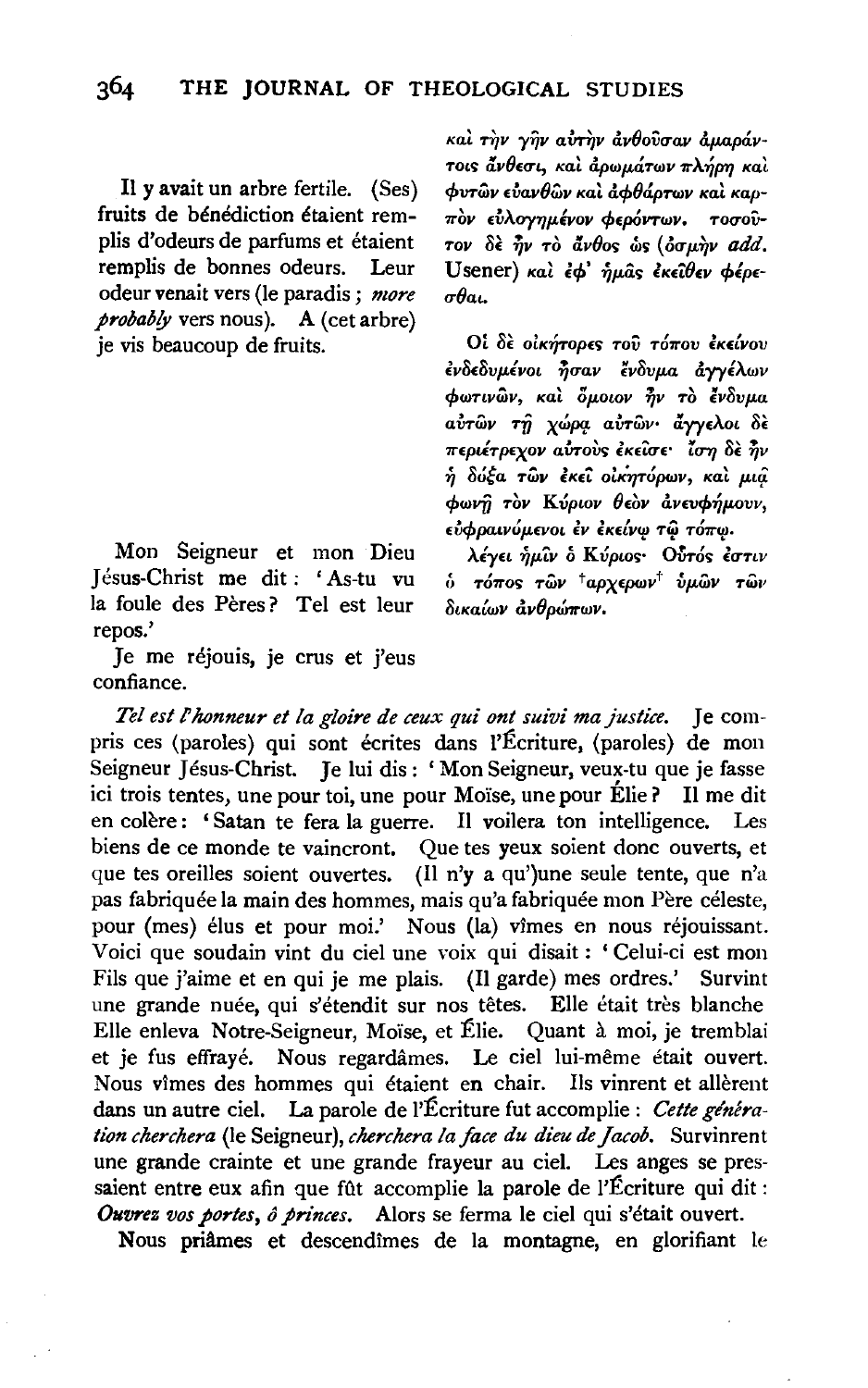Il y avait un arbre fertile. (Ses) fruits de bénédiction étaient remplis d'odeurs de parfums et étaient remplis de bonnes odeurs. Leur odeur venait vers (le paradis ; *more probably* vers nous). A (cet arbre) je vis beaucoup de fruits.

καὶ τὴν γῆν αὐτὴν ἀνθοῦσαν ἀμαράντοις ἄνθεσι, καὶ ἀρωμάτων πλήρη καὶ φυτῶν εὐανθῶν καὶ ἀφθάρτων καὶ καρπὸν εὐλογημένον φερόντων. τοσοῦτον δὲ ἦν τὸ ἄνθος ὡς (ὀσμὴν *add.* Usener) καὶ ἐφ' ἡμᾶς ἐκεῖθεν φέρεσθαι.

Οἱ δὲ οἰκήτορες τοῦ τόπου ἐκείνου ἐνδεδυμένοι ἦσαν ἔνδυμα ἀγγέλων φωτινῶν, καὶ ὅμοιον ἦν τὸ ἔνδυμα αὐτῶν τῇ χώρᾳ αὐτῶν· ἄγγελοι δὲ περιέτρεχον αὐτοὺς ἐκεῖσε· ἴση δὲ ἦν ἡ δόξα τῶν ἐκεῖ οἰκητόρων, καὶ μιᾷ φωνῇ τὸν Κύριον θεὸν ἀνευφήμουν, εὐφραινόμενοι ἐν ἐκείνῳ τῷ τόπῳ.

Mon Seigneur et mon Dieu Jésus-Christ me dit : 'As-tu vu la foule des Pères ? Tel est leur repos.'

Λέγει ἡμῖν ὁ Κύριος· Οὗτός ἐστιν ὁ τόπος τῶν †αρχερων† ὑμῶν τῶν δικαίων ἀνθρώπων.

Je me réjouis, je crus et j'eus confiance.

*Tel est l'honneur et la gloire de ceux qui ont suivi ma justice.* Je compris ces (paroles) qui sont écrites dans l'Écriture, (paroles) de mon Seigneur Jésus-Christ. Je lui dis : 'Mon Seigneur, veux-tu que je fasse ici trois tentes, une pour toi, une pour Moïse, une pour Élie ? Il me dit en colère : 'Satan te fera la guerre. Il voilera ton intelligence. Les biens de ce monde te vaincront. Que tes yeux soient donc ouverts, et que tes oreilles soient ouvertes. (Il n'y a qu')une seule tente, que n'a pas fabriquée la main des hommes, mais qu'a fabriquée mon Père céleste, pour (mes) élus et pour moi.' Nous (la) vîmes en nous réjouissant. Voici que soudain vint du ciel une voix qui disait : 'Celui-ci est mon Fils que j'aime et en qui je me plais. (Il garde) mes ordres.' Survint une grande nuée, qui s'étendit sur nos têtes. Elle était très blanche Elle enleva Notre-Seigneur, Moïse, et Élie. Quant à moi, je tremblai et je fus effrayé. Nous regardâmes. Le ciel lui-même était ouvert. Nous vîmes des hommes qui étaient en chair. Ils vinrent et allèrent dans un autre ciel. La parole de l'Écriture fut accomplie : *Cette génération cherchera* (le Seigneur), *cherchera la face du dieu de Jacob.* Survinrent une grande crainte et une grande frayeur au ciel. Les anges se pressaient entre eux afin que fût accomplie la parole de l'Écriture qui dit : ***Ouvrez vos portes, ô princes.*** Alors se ferma le ciel qui s'était ouvert.

Nous priâmes et descendîmes de la montagne, en glorifiant le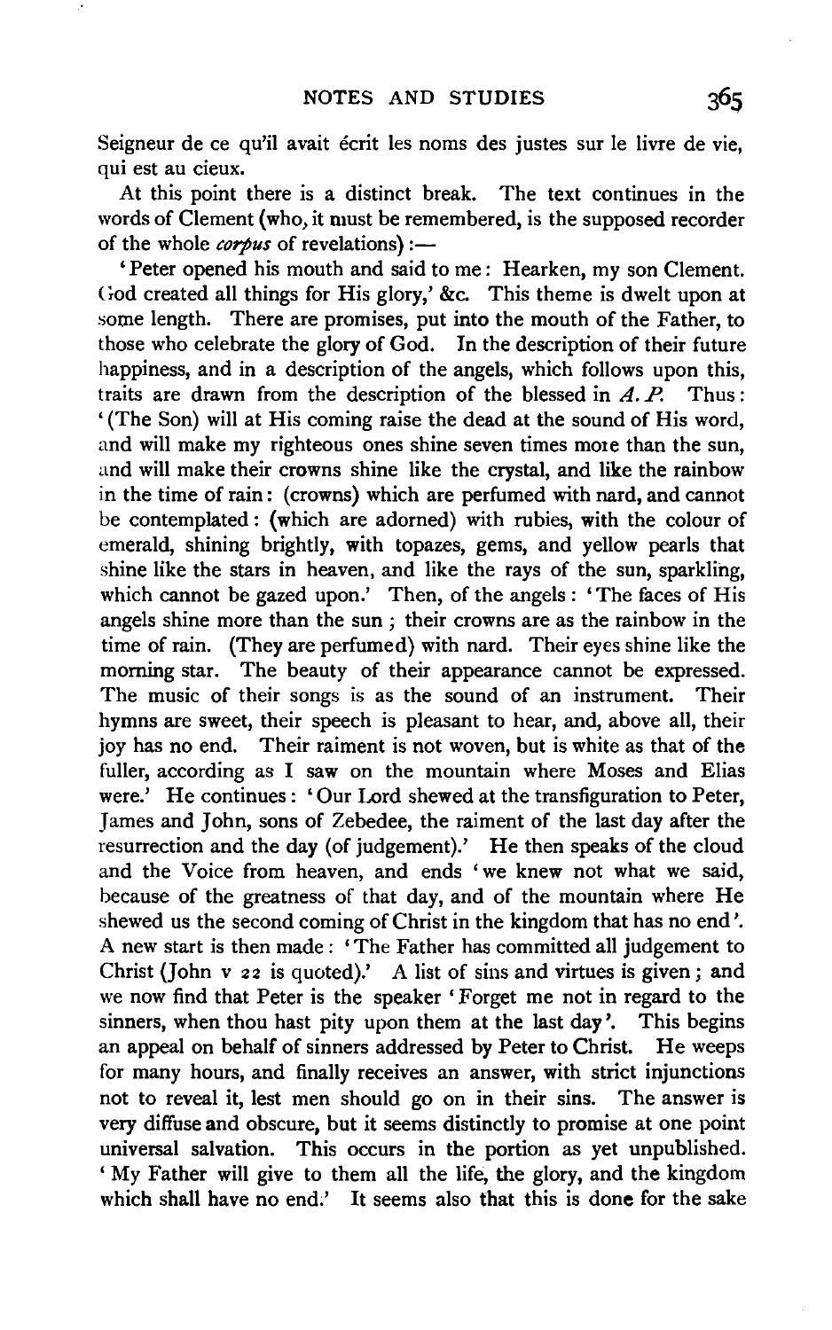Seigneur de ce qu'il avait écrit les noms des justes sur le livre de vie, qui est au cieux.

At this point there is a distinct break. The text continues in the words of Clement (who, it must be remembered, is the supposed recorder of the whole *corpus* of revelations) :—

'Peter opened his mouth and said to me: Hearken, my son Clement. God created all things for His glory,' &c. This theme is dwelt upon at some length. There are promises, put into the mouth of the Father, to those who celebrate the glory of God. In the description of their future happiness, and in a description of the angels, which follows upon this, traits are drawn from the description of the blessed in *A. P.* Thus: '(The Son) will at His coming raise the dead at the sound of His word, and will make my righteous ones shine seven times more than the sun, and will make their crowns shine like the crystal, and like the rainbow in the time of rain: (crowns) which are perfumed with nard, and cannot be contemplated: (which are adorned) with rubies, with the colour of emerald, shining brightly, with topazes, gems, and yellow pearls that shine like the stars in heaven, and like the rays of the sun, sparkling, which cannot be gazed upon.' Then, of the angels: 'The faces of His angels shine more than the sun; their crowns are as the rainbow in the time of rain. (They are perfumed) with nard. Their eyes shine like the morning star. The beauty of their appearance cannot be expressed. The music of their songs is as the sound of an instrument. Their hymns are sweet, their speech is pleasant to hear, and, above all, their joy has no end. Their raiment is not woven, but is white as that of the fuller, according as I saw on the mountain where Moses and Elias were.' He continues: 'Our Lord shewed at the transfiguration to Peter, James and John, sons of Zebedee, the raiment of the last day after the resurrection and the day (of judgement).' He then speaks of the cloud and the Voice from heaven, and ends 'we knew not what we said, because of the greatness of that day, and of the mountain where He shewed us the second coming of Christ in the kingdom that has no end'. A new start is then made: 'The Father has committed all judgement to Christ (John v 22 is quoted).' A list of sins and virtues is given; and we now find that Peter is the speaker 'Forget me not in regard to the sinners, when thou hast pity upon them at the last day'. This begins an appeal on behalf of sinners addressed by Peter to Christ. He weeps for many hours, and finally receives an answer, with strict injunctions not to reveal it, lest men should go on in their sins. The answer is very diffuse and obscure, but it seems distinctly to promise at one point universal salvation. This occurs in the portion as yet unpublished. 'My Father will give to them all the life, the glory, and the kingdom which shall have no end.' It seems also that this is done for the sake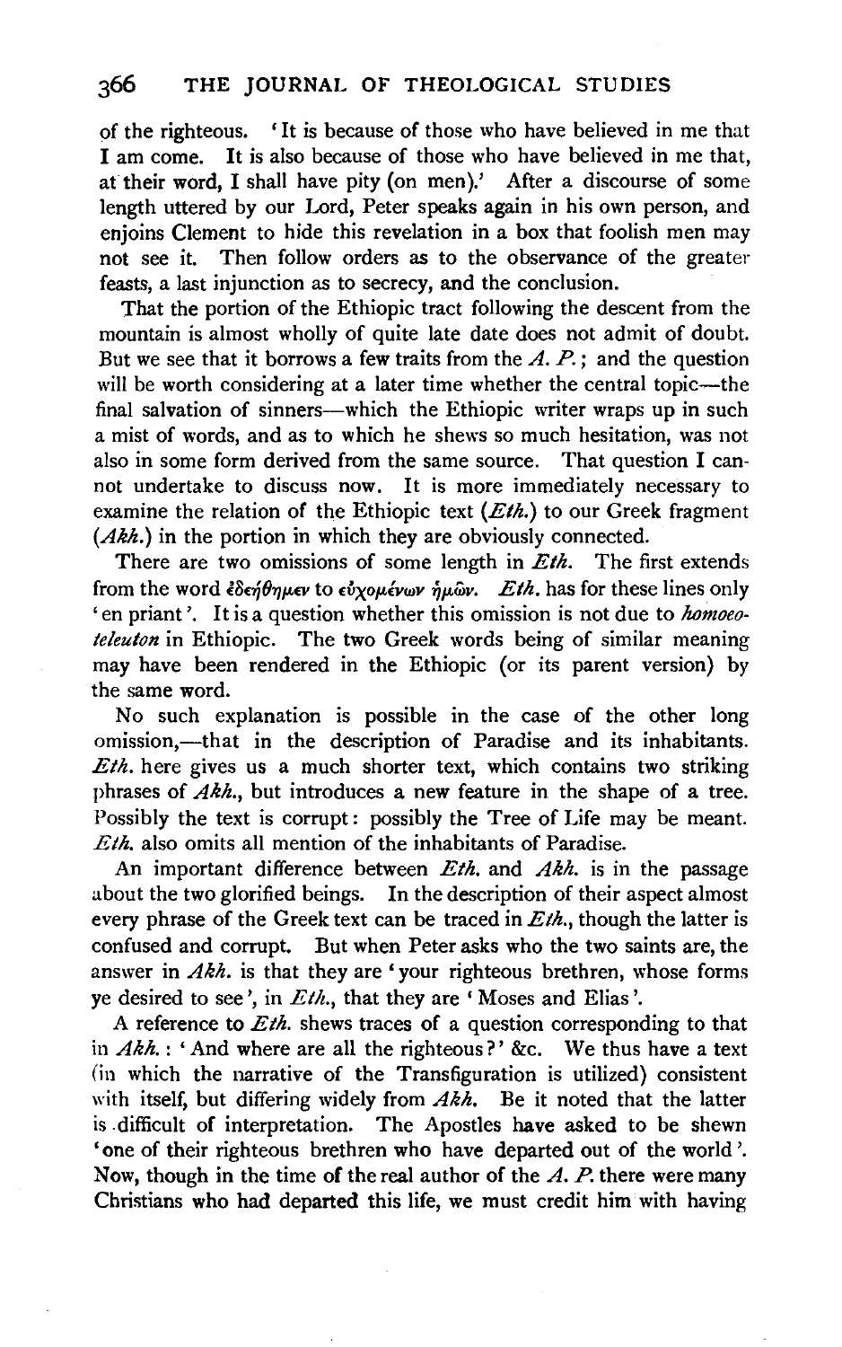of the righteous. 'It is because of those who have believed in me that I am come. It is also because of those who have believed in me that, at their word, I shall have pity (on men).' After a discourse of some length uttered by our Lord, Peter speaks again in his own person, and enjoins Clement to hide this revelation in a box that foolish men may not see it. Then follow orders as to the observance of the greater feasts, a last injunction as to secrecy, and the conclusion.

That the portion of the Ethiopic tract following the descent from the mountain is almost wholly of quite late date does not admit of doubt. But we see that it borrows a few traits from the *A. P.*; and the question will be worth considering at a later time whether the central topic—the final salvation of sinners—which the Ethiopic writer wraps up in such a mist of words, and as to which he shews so much hesitation, was not also in some form derived from the same source. That question I cannot undertake to discuss now. It is more immediately necessary to examine the relation of the Ethiopic text (*Eth.*) to our Greek fragment (*Akh.*) in the portion in which they are obviously connected.

There are two omissions of some length in *Eth.* The first extends from the word ἐδεήθημεν to εὐχομένων ἡμῶν. *Eth.* has for these lines only 'en priant'. It is a question whether this omission is not due to *homoeoteleuton* in Ethiopic. The two Greek words being of similar meaning may have been rendered in the Ethiopic (or its parent version) by the same word.

No such explanation is possible in the case of the other long omission,—that in the description of Paradise and its inhabitants. *Eth.* here gives us a much shorter text, which contains two striking phrases of *Akh.*, but introduces a new feature in the shape of a tree. Possibly the text is corrupt: possibly the Tree of Life may be meant. *Eth.* also omits all mention of the inhabitants of Paradise.

An important difference between *Eth.* and *Akh.* is in the passage about the two glorified beings. In the description of their aspect almost every phrase of the Greek text can be traced in *Eth.*, though the latter is confused and corrupt. But when Peter asks who the two saints are, the answer in *Akh.* is that they are 'your righteous brethren, whose forms ye desired to see', in *Eth.*, that they are 'Moses and Elias'.

A reference to *Eth.* shews traces of a question corresponding to that in *Akh.*: 'And where are all the righteous?' &c. We thus have a text (in which the narrative of the Transfiguration is utilized) consistent with itself, but differing widely from *Akh.* Be it noted that the latter is difficult of interpretation. The Apostles have asked to be shewn 'one of their righteous brethren who have departed out of the world'. Now, though in the time of the real author of the *A. P.* there were many Christians who had departed this life, we must credit him with having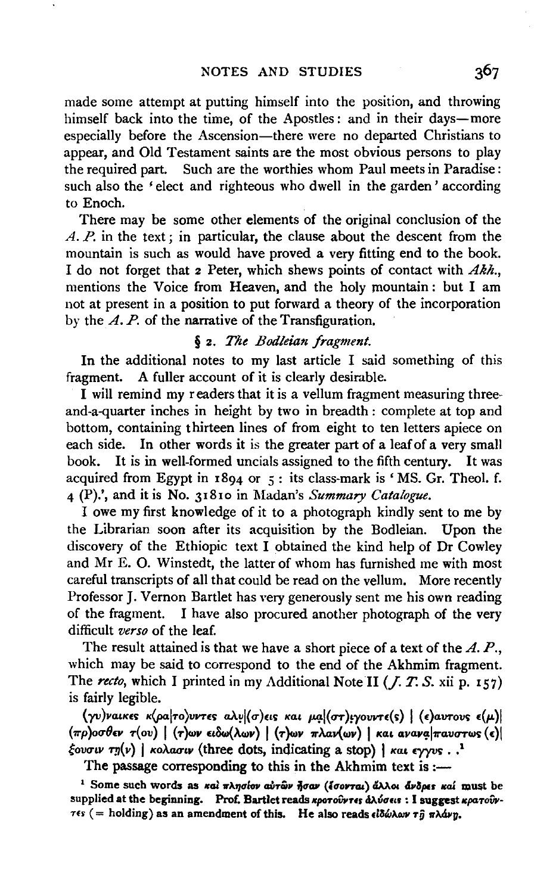made some attempt at putting himself into the position, and throwing himself back into the time, of the Apostles: and in their days—more especially before the Ascension—there were no departed Christians to appear, and Old Testament saints are the most obvious persons to play the required part. Such are the worthies whom Paul meets in Paradise: such also the 'elect and righteous who dwell in the garden' according to Enoch.

There may be some other elements of the original conclusion of the *A. P.* in the text; in particular, the clause about the descent from the mountain is such as would have proved a very fitting end to the book. I do not forget that 2 Peter, which shews points of contact with *Akh.*, mentions the Voice from Heaven, and the holy mountain: but I am not at present in a position to put forward a theory of the incorporation by the *A. P.* of the narrative of the Transfiguration.

### § 2. *The Bodleian fragment.*

In the additional notes to my last article I said something of this fragment. A fuller account of it is clearly desirable.

I will remind my readers that it is a vellum fragment measuring three-and-a-quarter inches in height by two in breadth: complete at top and bottom, containing thirteen lines of from eight to ten letters apiece on each side. In other words it is the greater part of a leaf of a very small book. It is in well-formed uncials assigned to the fifth century. It was acquired from Egypt in 1894 or 5: its class-mark is 'MS. Gr. Theol. f. 4 (P).', and it is No. 31810 in Madan's *Summary Catalogue.*

I owe my first knowledge of it to a photograph kindly sent to me by the Librarian soon after its acquisition by the Bodleian. Upon the discovery of the Ethiopic text I obtained the kind help of Dr Cowley and Mr E. O. Winstedt, the latter of whom has furnished me with most careful transcripts of all that could be read on the vellum. More recently Professor J. Vernon Bartlet has very generously sent me his own reading of the fragment. I have also procured another photograph of the very difficult *verso* of the leaf.

The result attained is that we have a short piece of a text of the *A. P.*, which may be said to correspond to the end of the Akhmim fragment. The *recto*, which I printed in my Additional Note II (*J. T. S.* xii p. 157) is fairly legible.

(γυ)ναικες κ(ρα|το)υντες αλυ|(σ)εις και μα|(στ)ιγουντε(ς) | (ε)αυτους ε(μ)| (πρ)οσθεν τ(ου) | (τ)ων ειδω(λων) | (τ)ων πλαν(ων) | και αναπα|παυστως (ε)| ξουσιν τη(ν) | κολασιν (three dots, indicating a stop) | και εγγυς . .[1]

The passage corresponding to this in the Akhmim text is:—

[1] Some such words as καὶ πλησίον αὐτῶν ἦσαν (ἔσονται) ἄλλοι ἄνδρες καί must be supplied at the beginning. Prof. Bartlet reads κροτοῦντες ἁλύσεις: I suggest κρατοῦντες (= holding) as an amendment of this. He also reads εἰδώλων τῇ πλάνῃ.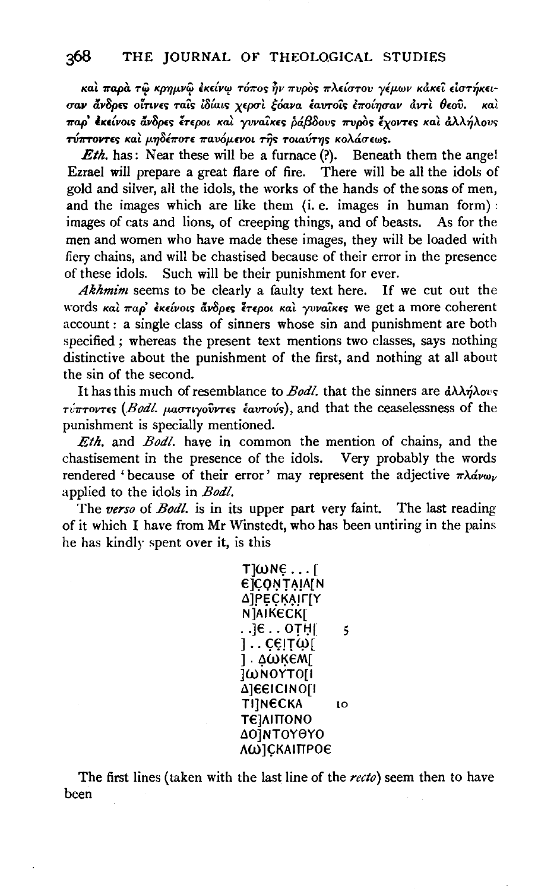*καὶ παρὰ τῷ κρημνῷ ἐκείνῳ τόπος ἦν πυρὸς πλεῖστον γέμων κἀκεῖ εἱστήκεισαν ἄνδρες οἵτινες ταῖς ἰδίαις χερσὶ ξόανα ἑαυτοῖς ἐποίησαν ἀντὶ θεοῦ. καὶ παρ' ἐκείνοις ἄνδρες ἕτεροι καὶ γυναῖκες ῥάβδους πυρὸς ἔχοντες καὶ ἀλλήλους τύπτοντες καὶ μηδέποτε παυόμενοι τῆς τοιαύτης κολάσεως.*

*Eth.* has: Near these will be a furnace (?). Beneath them the angel Ezrael will prepare a great flare of fire. There will be all the idols of gold and silver, all the idols, the works of the hands of the sons of men, and the images which are like them (i. e. images in human form): images of cats and lions, of creeping things, and of beasts. As for the men and women who have made these images, they will be loaded with fiery chains, and will be chastised because of their error in the presence of these idols. Such will be their punishment for ever.

*Akhmim* seems to be clearly a faulty text here. If we cut out the words *καὶ παρ' ἐκείνοις ἄνδρες ἕτεροι καὶ γυναῖκες* we get a more coherent account: a single class of sinners whose sin and punishment are both specified; whereas the present text mentions two classes, says nothing distinctive about the punishment of the first, and nothing at all about the sin of the second.

It has this much of resemblance to *Bodl.* that the sinners are *ἀλλήλους τύπτοντες* (*Bodl. μαστιγοῦντες ἑαυτούς*), and that the ceaselessness of the punishment is specially mentioned.

*Eth.* and *Bodl.* have in common the mention of chains, and the chastisement in the presence of the idols. Very probably the words rendered 'because of their error' may represent the adjective *πλάνων* applied to the idols in *Bodl.*

The *verso* of *Bodl.* is in its upper part very faint. The last reading of it which I have from Mr Winstedt, who has been untiring in the pains he has kindly spent over it, is this

```
T]ωΝϵ . . . [
ϵ]CΟΝΤΑΙΑ[Ν
Δ]ΡϵCΚΑΙΓ[Υ
Ν]ΑΙΚϵCΚ[
. .]ϵ . . ΟΤΗ[      5
] . . CϵΙΤω[
] . ΔωΚϵΜ[
]ωΝΟΥΤΟ[Ι
Δ]ϵϵΙCΙΝΟ[Ι
ΤΙ]ΝϵCΚΑ       10
Τϵ]ΑΙΠΟΝΟ
ΔΟ]ΝΤΟΥΘΥΟ
Λω]CΚΑΙΠΡΟϵ
```

The first lines (taken with the last line of the *recto*) seem then to have been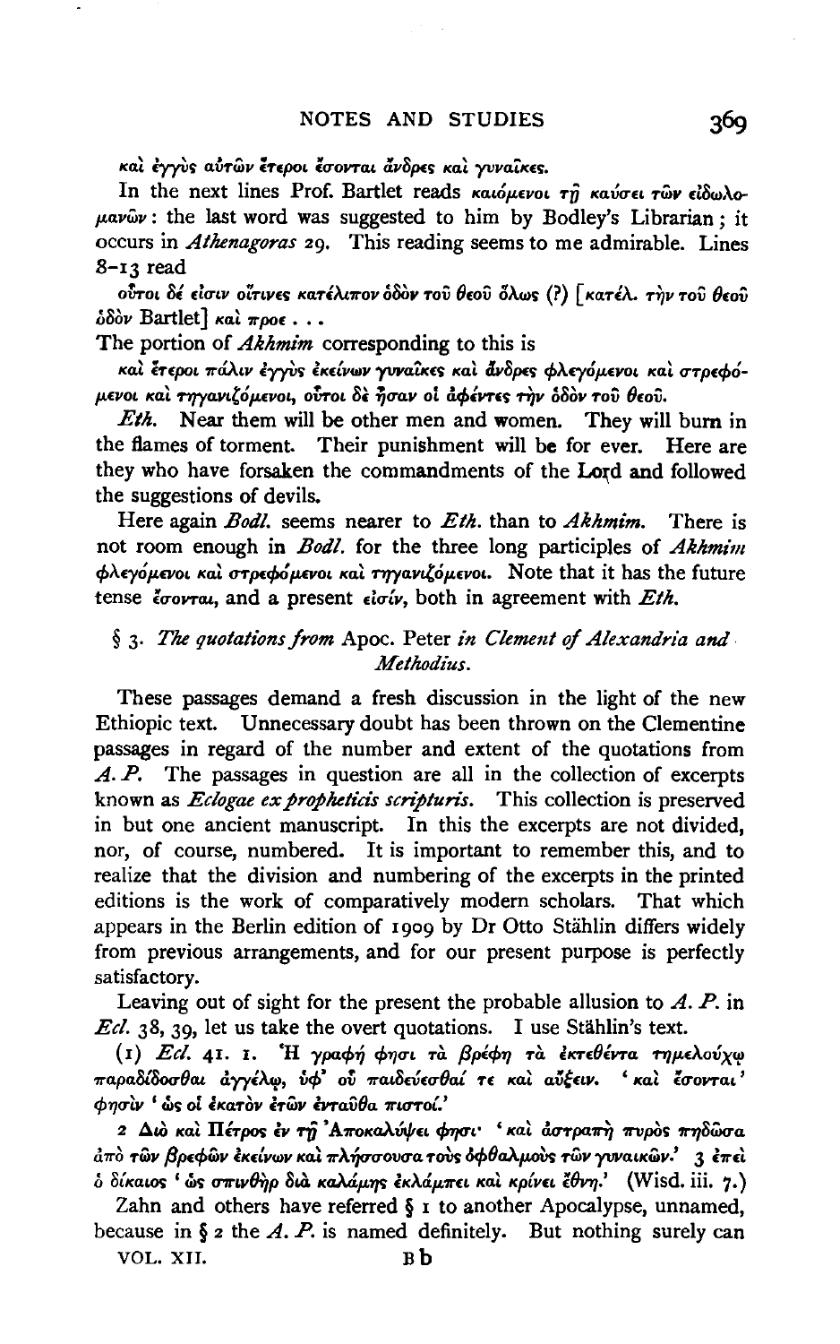καὶ ἐγγὺς αὐτῶν ἕτεροι ἔσονται ἄνδρες καὶ γυναῖκες.

In the next lines Prof. Bartlet reads καιόμενοι τῇ καύσει τῶν εἰδωλομανῶν: the last word was suggested to him by Bodley's Librarian; it occurs in *Athenagoras* 29. This reading seems to me admirable. Lines 8–13 read

οὗτοι δέ εἰσιν οἵτινες κατέλιπον ὁδὸν τοῦ θεοῦ ὅλως (?) [κατέλ. τὴν τοῦ θεοῦ ὁδὸν Bartlet] καὶ προε . . .

The portion of *Akhmim* corresponding to this is

καὶ ἕτεροι πάλιν ἐγγὺς ἐκείνων γυναῖκες καὶ ἄνδρες φλεγόμενοι καὶ στρεφόμενοι καὶ τηγανιζόμενοι, οὗτοι δὲ ἦσαν οἱ ἀφέντες τὴν ὁδὸν τοῦ θεοῦ.

*Eth.* Near them will be other men and women. They will burn in the flames of torment. Their punishment will be for ever. Here are they who have forsaken the commandments of the Lord and followed the suggestions of devils.

Here again *Bodl.* seems nearer to *Eth.* than to *Akhmim*. There is not room enough in *Bodl.* for the three long participles of *Akhmim* φλεγόμενοι καὶ στρεφόμενοι καὶ τηγανιζόμενοι. Note that it has the future tense ἔσονται, and a present εἰσίν, both in agreement with *Eth.*

### § 3. *The quotations from* Apoc. Peter *in Clement of Alexandria and Methodius.*

These passages demand a fresh discussion in the light of the new Ethiopic text. Unnecessary doubt has been thrown on the Clementine passages in regard of the number and extent of the quotations from *A. P.* The passages in question are all in the collection of excerpts known as *Eclogae ex propheticis scripturis*. This collection is preserved in but one ancient manuscript. In this the excerpts are not divided, nor, of course, numbered. It is important to remember this, and to realize that the division and numbering of the excerpts in the printed editions is the work of comparatively modern scholars. That which appears in the Berlin edition of 1909 by Dr Otto Stählin differs widely from previous arrangements, and for our present purpose is perfectly satisfactory.

Leaving out of sight for the present the probable allusion to *A. P.* in *Ecl.* 38, 39, let us take the overt quotations. I use Stählin's text.

(1) *Ecl.* 41. 1. Ἡ γραφή φησι τὰ βρέφη τὰ ἐκτεθέντα τημελούχῳ παραδίδοσθαι ἀγγέλῳ, ὑφ' οὗ παιδεύεσθαί τε καὶ αὔξειν. 'καὶ ἔσονται' φησὶν 'ὡς οἱ ἑκατὸν ἐτῶν ἐνταῦθα πιστοί.'

2 Διὸ καὶ Πέτρος ἐν τῇ Ἀποκαλύψει φησί· 'καὶ ἀστραπὴ πυρὸς πηδῶσα ἀπὸ τῶν βρεφῶν ἐκείνων καὶ πλήσσουσα τοὺς ὀφθαλμοὺς τῶν γυναικῶν.' 3 ἐπεὶ ὁ δίκαιος 'ὡς σπινθὴρ διὰ καλάμης ἐκλάμπει καὶ κρίνει ἔθνη.' (Wisd. iii. 7.)

Zahn and others have referred § 1 to another Apocalypse, unnamed, because in § 2 the *A. P.* is named definitely. But nothing surely can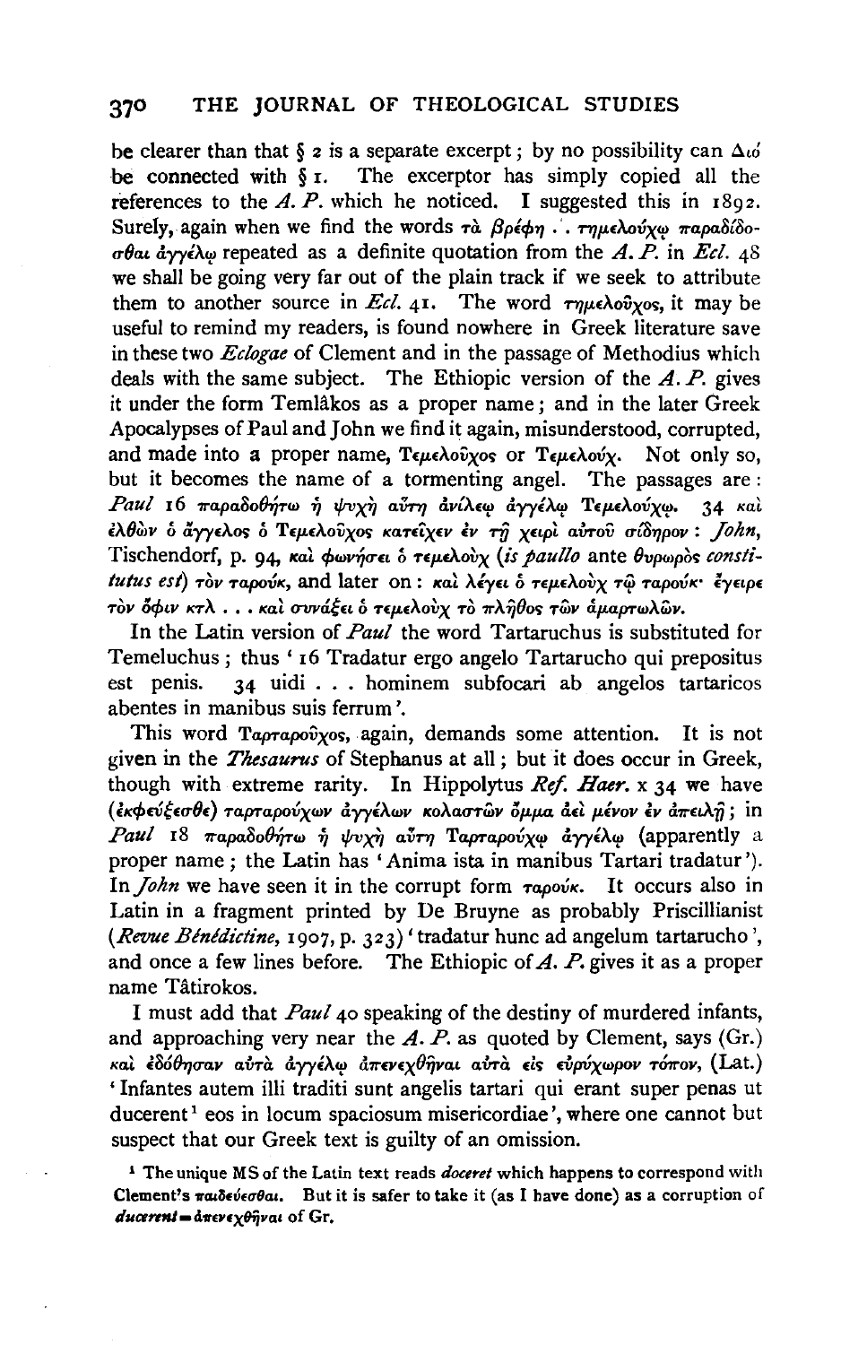be clearer than that § 2 is a separate excerpt; by no possibility can Διό be connected with § 1. The excerptor has simply copied all the references to the *A. P.* which he noticed. I suggested this in 1892. Surely, again when we find the words τὰ βρέφη .. τημελούχῳ παραδίδοσθαι ἀγγέλῳ repeated as a definite quotation from the *A. P.* in *Ecl.* 48 we shall be going very far out of the plain track if we seek to attribute them to another source in *Ecl.* 41. The word τημελοῦχος, it may be useful to remind my readers, is found nowhere in Greek literature save in these two *Eclogae* of Clement and in the passage of Methodius which deals with the same subject. The Ethiopic version of the *A. P.* gives it under the form Temlâkos as a proper name; and in the later Greek Apocalypses of Paul and John we find it again, misunderstood, corrupted, and made into a proper name, Τεμελοῦχος or Τεμελούχ. Not only so, but it becomes the name of a tormenting angel. The passages are: *Paul* 16 παραδοθήτω ἡ ψυχὴ αὕτη ἀνίλεῳ ἀγγέλῳ Τεμελούχῳ. 34 καὶ ἐλθὼν ὁ ἄγγελος ὁ Τεμελοῦχος κατεῖχεν ἐν τῇ χειρὶ αὐτοῦ σίδηρον: *John*, Tischendorf, p. 94, καὶ φωνήσει ὁ τεμελοὺχ (*is paullo* ante θυρωρὸς *constitutus est*) τὸν ταρούκ, and later on: καὶ λέγει ὁ τεμελοὺχ τῷ ταρούκ· ἔγειρε τὸν ὄφιν κτλ . . . καὶ συνάξει ὁ τεμελοὺχ τὸ πλῆθος τῶν ἁμαρτωλῶν.

In the Latin version of *Paul* the word Tartaruchus is substituted for Temeluchus; thus '16 Tradatur ergo angelo Tartarucho qui prepositus est penis. 34 uidi . . . hominem subfocari ab angelos tartaricos abentes in manibus suis ferrum'.

This word Ταρταροῦχος, again, demands some attention. It is not given in the *Thesaurus* of Stephanus at all; but it does occur in Greek, though with extreme rarity. In Hippolytus *Ref. Haer.* x 34 we have (ἐκφεύξεσθε) ταρταρούχων ἀγγέλων κολαστῶν ὄμμα ἀεὶ μένον ἐν ἀπειλῇ; in *Paul* 18 παραδοθήτω ἡ ψυχὴ αὕτη Ταρταρούχῳ ἀγγέλῳ (apparently a proper name; the Latin has 'Anima ista in manibus Tartari tradatur'). In *John* we have seen it in the corrupt form ταρούκ. It occurs also in Latin in a fragment printed by De Bruyne as probably Priscillianist (*Revue Bénédictine*, 1907, p. 323) 'tradatur hunc ad angelum tartarucho', and once a few lines before. The Ethiopic of *A. P.* gives it as a proper name Tâtirokos.

I must add that *Paul* 40 speaking of the destiny of murdered infants, and approaching very near the *A. P.* as quoted by Clement, says (Gr.) καὶ ἐδόθησαν αὐτὰ ἀγγέλῳ ἀπενεχθῆναι αὐτὰ εἰς εὐρύχωρον τόπον, (Lat.) 'Infantes autem illi traditi sunt angelis tartari qui erant super penas ut ducerent[1] eos in locum spaciosum misericordiae', where one cannot but suspect that our Greek text is guilty of an omission.

[1] The unique MS of the Latin text reads *doceret* which happens to correspond with Clement's παιδεύεσθαι. But it is safer to take it (as I have done) as a corruption of *ducerent* = ἀπενεχθῆναι of Gr.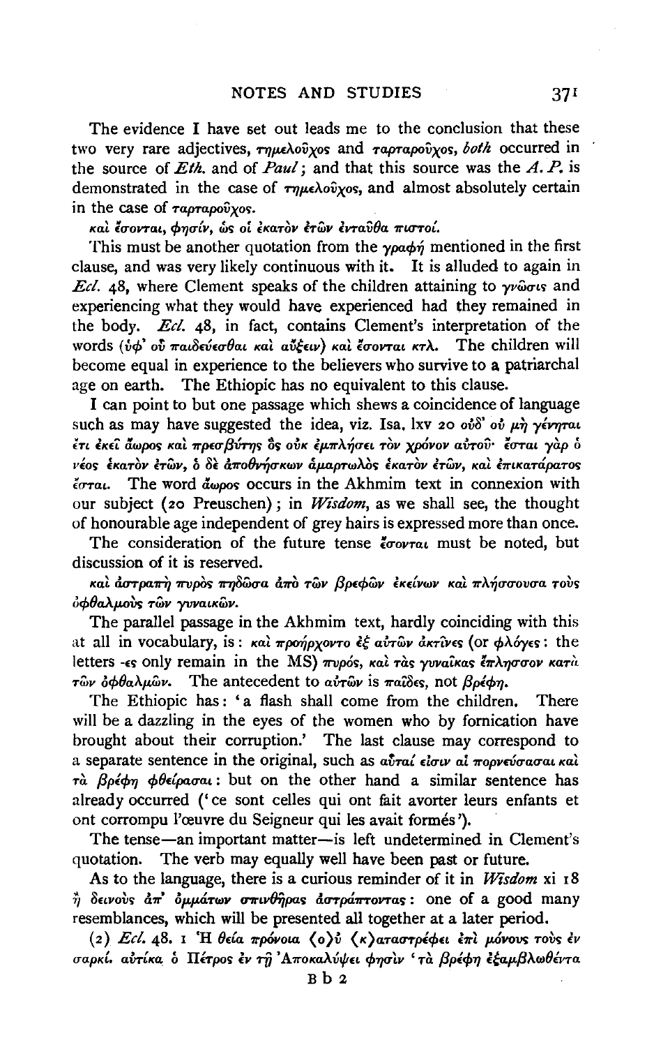The evidence I have set out leads me to the conclusion that these two very rare adjectives, τημελοῦχος and ταρταροῦχος, *both* occurred in the source of *Eth.* and of *Paul*; and that this source was the *A. P.* is demonstrated in the case of τημελοῦχος, and almost absolutely certain in the case of ταρταροῦχος.

*καὶ ἔσονται, φησίν, ὡς οἱ ἑκατὸν ἐτῶν ἐνταῦθα πιστοί.*

This must be another quotation from the γραφή mentioned in the first clause, and was very likely continuous with it. It is alluded to again in *Ecl.* 48, where Clement speaks of the children attaining to γνῶσις and experiencing what they would have experienced had they remained in the body. *Ecl.* 48, in fact, contains Clement's interpretation of the words (ὑφ' οὗ παιδεύεσθαι καὶ αὔξειν) καὶ ἔσονται κτλ. The children will become equal in experience to the believers who survive to a patriarchal age on earth. The Ethiopic has no equivalent to this clause.

I can point to but one passage which shews a coincidence of language such as may have suggested the idea, viz. Isa. lxv 20 οὐδ' οὐ μὴ γένηται ἔτι ἐκεῖ ἄωρος καὶ πρεσβύτης ὃς οὐκ ἐμπλήσει τὸν χρόνον αὐτοῦ· ἔσται γὰρ ὁ νέος ἑκατὸν ἐτῶν, ὁ δὲ ἀποθνήσκων ἁμαρτωλὸς ἑκατὸν ἐτῶν, καὶ ἐπικατάρατος ἔσται. The word ἄωρος occurs in the Akhmim text in connexion with our subject (20 Preuschen); in *Wisdom*, as we shall see, the thought of honourable age independent of grey hairs is expressed more than once.

The consideration of the future tense ἔσονται must be noted, but discussion of it is reserved.

*καὶ ἀστραπὴ πυρὸς πηδῶσα ἀπὸ τῶν βρεφῶν ἐκείνων καὶ πλήσσουσα τοὺς ὀφθαλμοὺς τῶν γυναικῶν.*

The parallel passage in the Akhmim text, hardly coinciding with this at all in vocabulary, is: καὶ προήρχοντο ἐξ αὐτῶν ἀκτῖνες (or φλόγες: the letters -ες only remain in the MS) πυρός, καὶ τὰς γυναῖκας ἔπλησσον κατὰ τῶν ὀφθαλμῶν. The antecedent to αὐτῶν is παῖδες, not βρέφη.

The Ethiopic has: 'a flash shall come from the children. There will be a dazzling in the eyes of the women who by fornication have brought about their corruption.' The last clause may correspond to a separate sentence in the original, such as αὗταί εἰσιν αἱ πορνεύσασαι καὶ τὰ βρέφη φθείρασαι: but on the other hand a similar sentence has already occurred ('ce sont celles qui ont fait avorter leurs enfants et ont corrompu l'œuvre du Seigneur qui les avait formés').

The tense—an important matter—is left undetermined in Clement's quotation. The verb may equally well have been past or future.

As to the language, there is a curious reminder of it in *Wisdom* xi 18 ἢ δεινοὺς ἀπ' ὀμμάτων σπινθῆρας ἀστράπτοντας: one of a good many resemblances, which will be presented all together at a later period.

(2) *Ecl.* 48. 1 Ἡ θεία πρόνοια ⟨ο⟩ὐ ⟨κ⟩αταστρέφει ἐπὶ μόνους τοὺς ἐν σαρκί. αὐτίκα ὁ Πέτρος ἐν τῇ Ἀποκαλύψει φησὶν 'τὰ βρέφη ἐξαμβλωθέντα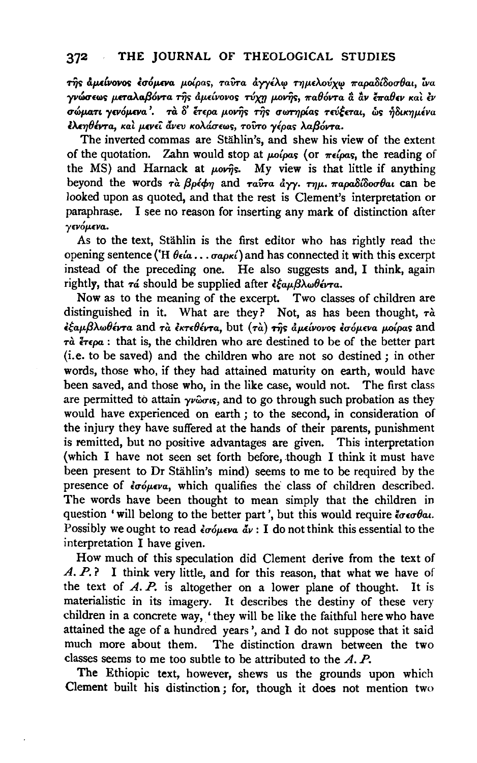*τῆς ἀμείνονος ἐσόμενα μοίρας, ταῦτα ἀγγέλῳ τημελούχῳ παραδίδοσθαι, ἵνα γνώσεως μεταλαβόντα τῆς ἀμείνονος τύχῃ μονῆς, παθόντα ἃ ἂν ἔπαθεν καὶ ἐν σώματι γενόμενα'. τὰ δ' ἕτερα μονῆς τῆς σωτηρίας τεύξεται, ὡς ἠδικημένα ἐλεηθέντα, καὶ μενεῖ ἄνευ κολάσεως, τοῦτο γέρας λαβόντα.*

The inverted commas are Stählin's, and shew his view of the extent of the quotation. Zahn would stop at *μοίρας* (or *πείρας*, the reading of the MS) and Harnack at *μονῆς*. My view is that little if anything beyond the words *τὰ βρέφη* and *ταῦτα ἀγγ. τημ. παραδίδοσθαι* can be looked upon as quoted, and that the rest is Clement's interpretation or paraphrase. I see no reason for inserting any mark of distinction after *γενόμενα*.

As to the text, Stählin is the first editor who has rightly read the opening sentence ('Η *θεία . . . σαρκί*) and has connected it with this excerpt instead of the preceding one. He also suggests and, I think, again rightly, that *τά* should be supplied after *ἐξαμβλωθέντα*.

Now as to the meaning of the excerpt. Two classes of children are distinguished in it. What are they? Not, as has been thought, *τὰ ἐξαμβλωθέντα* and *τὰ ἐκτεθέντα*, but (*τὰ*) *τῆς ἀμείνονος ἐσόμενα μοίρας* and *τὰ ἕτερα*: that is, the children who are destined to be of the better part (i.e. to be saved) and the children who are not so destined; in other words, those who, if they had attained maturity on earth, would have been saved, and those who, in the like case, would not. The first class are permitted to attain *γνῶσις*, and to go through such probation as they would have experienced on earth; to the second, in consideration of the injury they have suffered at the hands of their parents, punishment is remitted, but no positive advantages are given. This interpretation (which I have not seen set forth before, though I think it must have been present to Dr Stählin's mind) seems to me to be required by the presence of *ἐσόμενα*, which qualifies the class of children described. The words have been thought to mean simply that the children in question 'will belong to the better part', but this would require *ἔσεσθαι*. Possibly we ought to read *ἐσόμενα ἄν*: I do not think this essential to the interpretation I have given.

How much of this speculation did Clement derive from the text of *A. P.*? I think very little, and for this reason, that what we have of the text of *A. P.* is altogether on a lower plane of thought. It is materialistic in its imagery. It describes the destiny of these very children in a concrete way, 'they will be like the faithful here who have attained the age of a hundred years', and I do not suppose that it said much more about them. The distinction drawn between the two classes seems to me too subtle to be attributed to the *A. P.*

The Ethiopic text, however, shews us the grounds upon which Clement built his distinction; for, though it does not mention two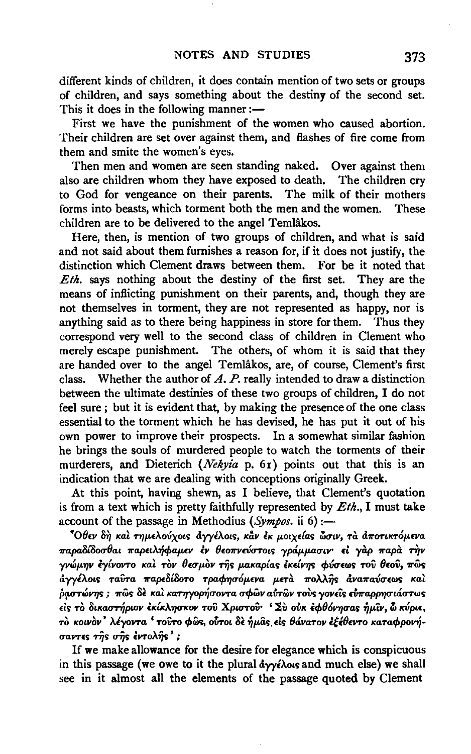different kinds of children, it does contain mention of two sets or groups of children, and says something about the destiny of the second set. This it does in the following manner:—

First we have the punishment of the women who caused abortion. Their children are set over against them, and flashes of fire come from them and smite the women's eyes.

Then men and women are seen standing naked. Over against them also are children whom they have exposed to death. The children cry to God for vengeance on their parents. The milk of their mothers forms into beasts, which torment both the men and the women. These children are to be delivered to the angel Temlâkos.

Here, then, is mention of two groups of children, and what is said and not said about them furnishes a reason for, if it does not justify, the distinction which Clement draws between them. For be it noted that *Eth.* says nothing about the destiny of the first set. They are the means of inflicting punishment on their parents, and, though they are not themselves in torment, they are not represented as happy, nor is anything said as to there being happiness in store for them. Thus they correspond very well to the second class of children in Clement who merely escape punishment. The others, of whom it is said that they are handed over to the angel Temlâkos, are, of course, Clement's first class. Whether the author of *A. P.* really intended to draw a distinction between the ultimate destinies of these two groups of children, I do not feel sure; but it is evident that, by making the presence of the one class essential to the torment which he has devised, he has put it out of his own power to improve their prospects. In a somewhat similar fashion he brings the souls of murdered people to watch the torments of their murderers, and Dieterich (*Nekyia* p. 61) points out that this is an indication that we are dealing with conceptions originally Greek.

At this point, having shewn, as I believe, that Clement's quotation is from a text which is pretty faithfully represented by *Eth.*, I must take account of the passage in Methodius (*Sympos.* ii 6):—

Ὅθεν δὴ καὶ τημελούχοις ἀγγέλοις, κἂν ἐκ μοιχείας ὦσιν, τὰ ἀποτικτόμενα παραδίδοσθαι παρειλήφαμεν ἐν θεοπνεύστοις γράμμασιν· εἰ γὰρ παρὰ τὴν γνώμην ἐγίνοντο καὶ τὸν θεσμὸν τῆς μακαρίας ἐκείνης φύσεως τοῦ θεοῦ, πῶς ἀγγέλοις ταῦτα παρεδίδοτο τραφησόμενα μετὰ πολλῆς ἀναπαύσεως καὶ ῥᾳστώνης; πῶς δὲ καὶ κατηγορήσοντα σφῶν αὐτῶν τοὺς γονεῖς εὐπαρρησιάστως εἰς τὸ δικαστήριον ἐκίκλησκον τοῦ Χριστοῦ· 'Σὺ οὐκ ἐφθόνησας ἡμῖν, ὦ κύριε, τὸ κοινὸν' λέγοντα 'τοῦτο φῶς, οὗτοι δὲ ἡμᾶς εἰς θάνατον ἐξέθεντο καταφρονήσαντες τῆς σῆς ἐντολῆς';

If we make allowance for the desire for elegance which is conspicuous in this passage (we owe to it the plural ἀγγέλοις and much else) we shall see in it almost all the elements of the passage quoted by Clement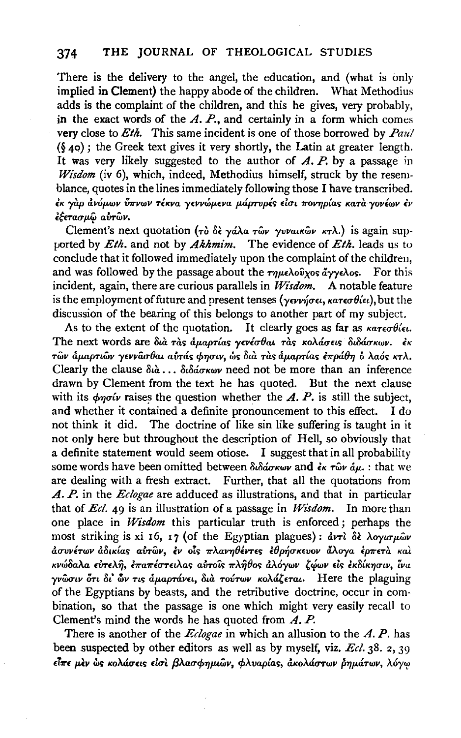There is the delivery to the angel, the education, and (what is only implied in Clement) the happy abode of the children. What Methodius adds is the complaint of the children, and this he gives, very probably, in the exact words of the *A. P.*, and certainly in a form which comes very close to *Eth.* This same incident is one of those borrowed by *Paul* (§ 40); the Greek text gives it very shortly, the Latin at greater length. It was very likely suggested to the author of *A. P.* by a passage in *Wisdom* (iv 6), which, indeed, Methodius himself, struck by the resemblance, quotes in the lines immediately following those I have transcribed. ἐκ γὰρ ἀνόμων ὕπνων τέκνα γεννώμενα μάρτυρές εἰσι πονηρίας κατὰ γονέων ἐν ἐξετασμῷ αὐτῶν.

Clement's next quotation (τὸ δὲ γάλα τῶν γυναικῶν κτλ.) is again supported by *Eth.* and not by *Akhmim.* The evidence of *Eth.* leads us to conclude that it followed immediately upon the complaint of the children, and was followed by the passage about the τημελοῦχος ἄγγελος. For this incident, again, there are curious parallels in *Wisdom.* A notable feature is the employment of future and present tenses (γεννήσει, κατεσθίει), but the discussion of the bearing of this belongs to another part of my subject.

As to the extent of the quotation. It clearly goes as far as κατεσθίει. The next words are διὰ τὰς ἁμαρτίας γενέσθαι τὰς κολάσεις διδάσκων. ἐκ τῶν ἁμαρτιῶν γεννᾶσθαι αὐτάς φησιν, ὡς διὰ τὰς ἁμαρτίας ἐπράθη ὁ λαός κτλ. Clearly the clause διὰ ... διδάσκων need not be more than an inference drawn by Clement from the text he has quoted. But the next clause with its φησίν raises the question whether the *A. P.* is still the subject, and whether it contained a definite pronouncement to this effect. I do not think it did. The doctrine of like sin like suffering is taught in it not only here but throughout the description of Hell, so obviously that a definite statement would seem otiose. I suggest that in all probability some words have been omitted between διδάσκων and ἐκ τῶν ἁμ.: that we are dealing with a fresh extract. Further, that all the quotations from *A. P.* in the *Eclogae* are adduced as illustrations, and that in particular that of *Ecl.* 49 is an illustration of a passage in *Wisdom.* In more than one place in *Wisdom* this particular truth is enforced; perhaps the most striking is xi 16, 17 (of the Egyptian plagues): ἀντὶ δὲ λογισμῶν ἀσυνέτων ἀδικίας αὐτῶν, ἐν οἷς πλανηθέντες ἐθρήσκευον ἄλογα ἑρπετὰ καὶ κνώδαλα εὐτελῆ, ἐπαπέστειλας αὐτοῖς πλῆθος ἀλόγων ζῴων εἰς ἐκδίκησιν, ἵνα γνῶσιν ὅτι δι' ὧν τις ἁμαρτάνει, διὰ τούτων κολάζεται. Here the plaguing of the Egyptians by beasts, and the retributive doctrine, occur in combination, so that the passage is one which might very easily recall to Clement's mind the words he has quoted from *A. P.*

There is another of the *Eclogae* in which an allusion to the *A. P.* has been suspected by other editors as well as by myself, viz. *Ecl.* 38. 2, 39 εἶπε μὲν ὡς κολάσεις εἰσὶ βλασφημιῶν, φλυαρίας, ἀκολάστων ῥημάτων, λόγῳ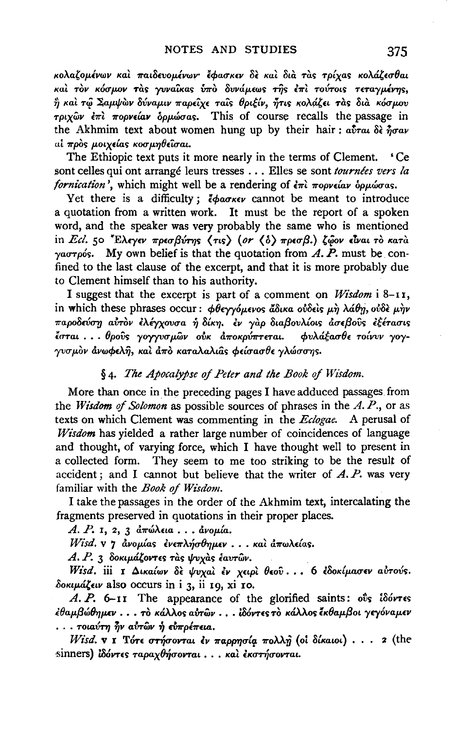κολαζομένων καὶ παιδευομένων· ἔφασκεν δὲ καὶ διὰ τὰς τρίχας κολάζεσθαι καὶ τὸν κόσμον τὰς γυναῖκας ὑπὸ δυνάμεως τῆς ἐπὶ τούτοις τεταγμένης, ἢ καὶ τῷ Σαμψὼν δύναμιν παρεῖχε ταῖς θριξίν, ἥτις κολάζει τὰς διὰ κόσμον τριχῶν ἐπὶ πορνείαν ὁρμώσας. This of course recalls the passage in the Akhmim text about women hung up by their hair: αὗται δὲ ἦσαν αἱ πρὸς μοιχείας κοσμηθεῖσαι.

The Ethiopic text puts it more nearly in the terms of Clement. 'Ce sont celles qui ont arrangé leurs tresses . . . Elles se sont *tournées vers la fornication*', which might well be a rendering of ἐπὶ πορνείαν ὁρμώσας.

Yet there is a difficulty; ἔφασκεν cannot be meant to introduce a quotation from a written work. It must be the report of a spoken word, and the speaker was very probably the same who is mentioned in *Ecl.* 50 Ἔλεγεν πρεσβύτης ⟨τις⟩ (*or* ⟨ὁ⟩ πρεσβ.) ζῷον εἶναι τὸ κατὰ γαστρός. My own belief is that the quotation from *A. P.* must be confined to the last clause of the excerpt, and that it is more probably due to Clement himself than to his authority.

I suggest that the excerpt is part of a comment on *Wisdom* i 8–11, in which these phrases occur: φθεγγόμενος ἄδικα οὐδεὶς μὴ λάθῃ, οὐδὲ μὴν παροδεύσῃ αὐτὸν ἐλέγχουσα ἡ δίκη. ἐν γὰρ διαβουλίοις ἀσεβοῦς ἐξέτασις ἔσται . . . θροῦς γογγυσμῶν οὐκ ἀποκρύπτεται. φυλάξασθε τοίνυν γογγυσμὸν ἀνωφελῆ, καὶ ἀπὸ καταλαλιᾶς φείσασθε γλώσσης.

### § 4. *The Apocalypse of Peter and the Book of Wisdom.*

More than once in the preceding pages I have adduced passages from the *Wisdom of Solomon* as possible sources of phrases in the *A. P.*, or as texts on which Clement was commenting in the *Eclogae*. A perusal of *Wisdom* has yielded a rather large number of coincidences of language and thought, of varying force, which I have thought well to present in a collected form. They seem to me too striking to be the result of accident; and I cannot but believe that the writer of *A. P.* was very familiar with the *Book of Wisdom*.

I take the passages in the order of the Akhmim text, intercalating the fragments preserved in quotations in their proper places.

*A. P.* 1, 2, 3 ἀπώλεια . . . ἀνομία.

*Wisd.* v 7 ἀνομίας ἐνεπλήσθημεν . . . καὶ ἀπωλείας.

*A. P.* 3 δοκιμάζοντες τὰς ψυχὰς ἑαυτῶν.

*Wisd.* iii 1 Δικαίων δὲ ψυχαὶ ἐν χειρὶ θεοῦ . . . 6 ἐδοκίμασεν αὐτούς. δοκιμάζειν also occurs in i 3, ii 19, xi 10.

*A. P.* 6–11 The appearance of the glorified saints: οὓς ἰδόντες ἐθαμβώθημεν . . . τὸ κάλλος αὐτῶν . . . ἰδόντες τὸ κάλλος ἔκθαμβοι γεγόναμεν . . . τοιαύτη ἦν αὐτῶν ἡ εὐπρέπεια.

*Wisd.* v 1 Τότε στήσονται ἐν παρρησίᾳ πολλῇ (οἱ δίκαιοι) . . . 2 (the sinners) ἰδόντες ταραχθήσονται . . . καὶ ἐκστήσονται.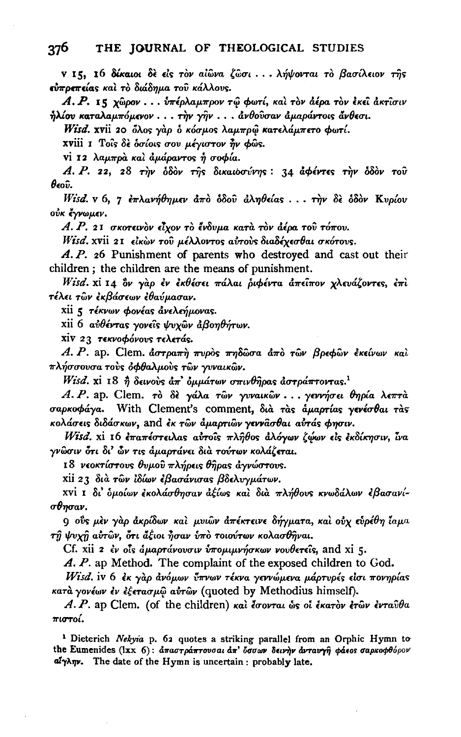v 15, 16 δίκαιοι δὲ εἰς τὸν αἰῶνα ζῶσι . . . λήψονται τὸ βασίλειον τῆς εὐπρεπείας καὶ τὸ διάδημα τοῦ κάλλους.

*A. P.* 15 χῶρον . . . ὑπέρλαμπρον τῷ φωτί, καὶ τὸν ἀέρα τὸν ἐκεῖ ἀκτῖσιν ἡλίου καταλαμπόμενον . . . τὴν γῆν . . . ἀνθοῦσαν ἀμαράντοις ἄνθεσι.

*Wisd.* xvii 20 ὅλος γὰρ ὁ κόσμος λαμπρῷ κατελάμπετο φωτί.

xviii 1 Τοῖς δὲ ὁσίοις σου μέγιστον ἦν φῶς.

vi 12 λαμπρὰ καὶ ἀμάραντος ἡ σοφία.

*A. P.* 22, 28 τὴν ὁδὸν τῆς δικαιοσύνης: 34 ἀφέντες τὴν ὁδὸν τοῦ θεοῦ.

*Wisd.* v 6, 7 ἐπλανήθημεν ἀπὸ ὁδοῦ ἀληθείας . . . τὴν δὲ ὁδὸν Κυρίου οὐκ ἔγνωμεν.

*A. P.* 21 σκοτεινὸν εἶχον τὸ ἔνδυμα κατὰ τὸν ἀέρα τοῦ τόπου.

*Wisd.* xvii 21 εἰκὼν τοῦ μέλλοντος αὐτοὺς διαδέχεσθαι σκότους.

*A. P.* 26 Punishment of parents who destroyed and cast out their children; the children are the means of punishment.

*Wisd.* xi 14 ὃν γὰρ ἐν ἐκθέσει πάλαι ῥιφέντα ἀπεῖπον χλευάζοντες, ἐπὶ τέλει τῶν ἐκβάσεων ἐθαύμασαν.

xii 5 τέκνων φονέας ἀνελεήμονας.

xii 6 αὐθέντας γονεῖς ψυχῶν ἀβοηθήτων.

xiv 23 τεκνοφόνους τελετάς.

*A. P.* ap. Clem. ἀστραπὴ πυρὸς πηδῶσα ἀπὸ τῶν βρεφῶν ἐκείνων καὶ πλήσσουσα τοὺς ὀφθαλμοὺς τῶν γυναικῶν.

*Wisd.* xi 18 ἢ δεινοὺς ἀπ' ὀμμάτων σπινθῆρας ἀστράπτοντας.[1]

*A. P.* ap. Clem. τὸ δὲ γάλα τῶν γυναικῶν . . . γεννήσει θηρία λεπτὰ σαρκοφάγα. With Clement's comment, διὰ τὰς ἁμαρτίας γενέσθαι τὰς κολάσεις διδάσκων, and ἐκ τῶν ἁμαρτιῶν γεννᾶσθαι αὐτάς φησιν.

*Wisd.* xi 16 ἐπαπέστειλας αὐτοῖς πλῆθος ἀλόγων ζῴων εἰς ἐκδίκησιν, ἵνα γνῶσιν ὅτι δι' ὧν τις ἁμαρτάνει διὰ τούτων κολάζεται.

18 νεοκτίστους θυμοῦ πλήρεις θῆρας ἀγνώστους.

xii 23 διὰ τῶν ἰδίων ἐβασάνισας βδελυγμάτων.

xvi 1 δι' ὁμοίων ἐκολάσθησαν ἀξίως καὶ διὰ πλήθους κνωδάλων ἐβασανίσθησαν.

9 οὓς μὲν γὰρ ἀκρίδων καὶ μυιῶν ἀπέκτεινε δήγματα, καὶ οὐχ εὑρέθη ἴαμα τῇ ψυχῇ αὐτῶν, ὅτι ἄξιοι ἦσαν ὑπὸ τοιούτων κολασθῆναι.

Cf. xii 2 ἐν οἷς ἁμαρτάνουσιν ὑπομιμνήσκων νουθετεῖς, and xi 5.

*A. P.* ap Method. The complaint of the exposed children to God.

*Wisd.* iv 6 ἐκ γὰρ ἀνόμων ὕπνων τέκνα γεννώμενα μάρτυρές εἰσι πονηρίας κατὰ γονέων ἐν ἐξετασμῷ αὐτῶν (quoted by Methodius himself).

*A. P.* ap Clem. (of the children) καὶ ἔσονται ὡς οἱ ἑκατὸν ἐτῶν ἐνταῦθα πιστοί.

[1] Dieterich *Nekyia* p. 62 quotes a striking parallel from an Orphic Hymn to the Eumenides (lxx 6): ἀπαστράπτουσαι ἀπ' ὄσσων δεινὴν ἀνταυγῆ φάεος σαρκοφθόρον αἴγλην. The date of the Hymn is uncertain: probably late.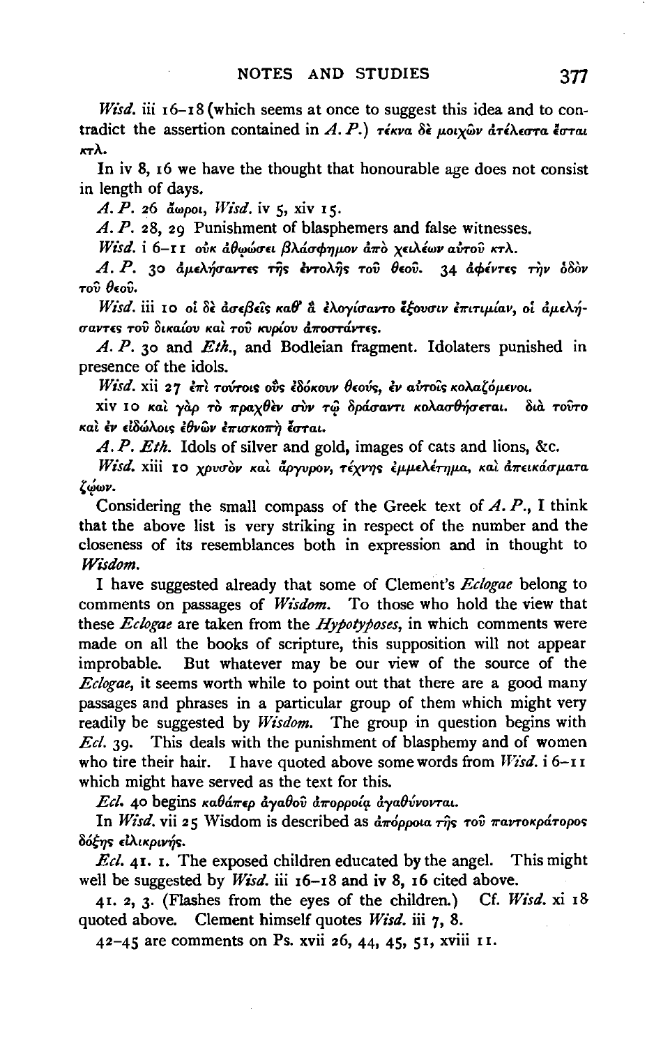*Wisd.* iii 16–18 (which seems at once to suggest this idea and to contradict the assertion contained in *A. P.*) τέκνα δὲ μοιχῶν ἀτέλεστα ἔσται κτλ.

In iv 8, 16 we have the thought that honourable age does not consist in length of days.

*A. P.* 26 ἄωροι, *Wisd.* iv 5, xiv 15.

*A. P.* 28, 29 Punishment of blasphemers and false witnesses.

*Wisd.* i 6–11 οὐκ ἀθῳώσει βλάσφημον ἀπὸ χειλέων αὐτοῦ κτλ.

*A. P.* 30 ἀμελήσαντες τῆς ἐντολῆς τοῦ θεοῦ. 34 ἀφέντες τὴν ὁδὸν τοῦ θεοῦ.

*Wisd.* iii 10 οἱ δὲ ἀσεβεῖς καθ' ἃ ἐλογίσαντο ἕξουσιν ἐπιτιμίαν, οἱ ἀμελήσαντες τοῦ δικαίου καὶ τοῦ κυρίου ἀποστάντες.

*A. P.* 30 and *Eth.*, and Bodleian fragment. Idolaters punished in presence of the idols.

*Wisd.* xii 27 ἐπὶ τούτοις οὓς ἐδόκουν θεούς, ἐν αὐτοῖς κολαζόμενοι.

xiv 10 καὶ γὰρ τὸ πραχθὲν σὺν τῷ δράσαντι κολασθήσεται. διὰ τοῦτο καὶ ἐν εἰδώλοις ἐθνῶν ἐπισκοπὴ ἔσται.

*A. P. Eth.* Idols of silver and gold, images of cats and lions, &c.

*Wisd.* xiii 10 χρυσὸν καὶ ἄργυρον, τέχνης ἐμμελέτημα, καὶ ἀπεικάσματα ζῴων.

Considering the small compass of the Greek text of *A. P.*, I think that the above list is very striking in respect of the number and the closeness of its resemblances both in expression and in thought to *Wisdom*.

I have suggested already that some of Clement's *Eclogae* belong to comments on passages of *Wisdom*. To those who hold the view that these *Eclogae* are taken from the *Hypotyposes*, in which comments were made on all the books of scripture, this supposition will not appear improbable. But whatever may be our view of the source of the *Eclogae*, it seems worth while to point out that there are a good many passages and phrases in a particular group of them which might very readily be suggested by *Wisdom*. The group in question begins with *Ecl.* 39. This deals with the punishment of blasphemy and of women who tire their hair. I have quoted above some words from *Wisd.* i 6–11 which might have served as the text for this.

*Ecl.* 40 begins καθάπερ ἀγαθοῦ ἀπορροίᾳ ἀγαθύνονται.

In *Wisd.* vii 25 Wisdom is described as ἀπόρροια τῆς τοῦ παντοκράτορος δόξης εἰλικρινής.

*Ecl.* 41. 1. The exposed children educated by the angel. This might well be suggested by *Wisd.* iii 16–18 and iv 8, 16 cited above.

41. 2, 3. (Flashes from the eyes of the children.) Cf. *Wisd.* xi 18 quoted above. Clement himself quotes *Wisd.* iii 7, 8.

42–45 are comments on Ps. xvii 26, 44, 45, 51, xviii 11.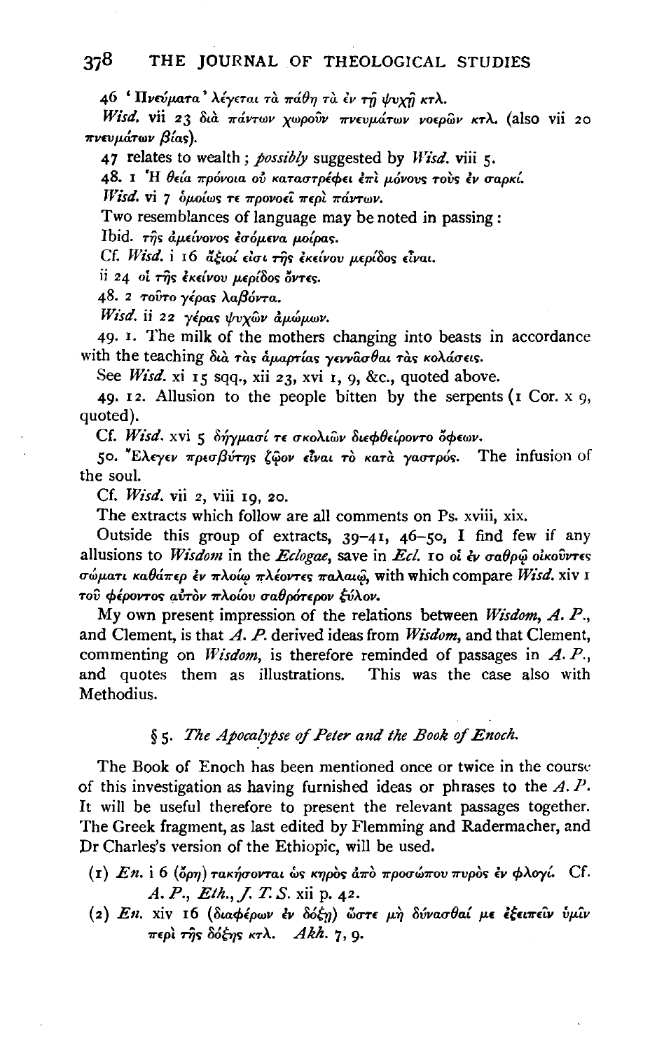46 ʻΠνεύματα᾿ λέγεται τὰ πάθη τὰ ἐν τῇ ψυχῇ κτλ.

*Wisd.* vii 23 διὰ πάντων χωροῦν πνευμάτων νοερῶν κτλ. (also vii 20 πνευμάτων βίας).

47 relates to wealth; *possibly* suggested by *Wisd.* viii 5.

48. 1 Ἡ θεία πρόνοια οὐ καταστρέφει ἐπὶ μόνους τοὺς ἐν σαρκί.

*Wisd.* vi 7 ὁμοίως τε προνοεῖ περὶ πάντων.

Two resemblances of language may be noted in passing:

Ibid. τῆς ἀμείνονος ἐσόμενα μοίρας.

Cf. *Wisd.* i 16 ἄξιοί εἰσι τῆς ἐκείνου μερίδος εἶναι.

ii 24 οἱ τῆς ἐκείνου μερίδος ὄντες.

48. 2 τοῦτο γέρας λαβόντα.

*Wisd.* ii 22 γέρας ψυχῶν ἀμώμων.

49. 1. The milk of the mothers changing into beasts in accordance with the teaching διὰ τὰς ἁμαρτίας γεννᾶσθαι τὰς κολάσεις.

See *Wisd.* xi 15 sqq., xii 23, xvi 1, 9, &c., quoted above.

49. 12. Allusion to the people bitten by the serpents (1 Cor. x 9, quoted).

Cf. *Wisd.* xvi 5 δήγμασί τε σκολιῶν διεφθείροντο ὄφεων.

50. Ἔλεγεν πρεσβύτης ζῷον εἶναι τὸ κατὰ γαστρός. The infusion of the soul.

Cf. *Wisd.* vii 2, viii 19, 20.

The extracts which follow are all comments on Ps. xviii, xix.

Outside this group of extracts, 39–41, 46–50, I find few if any allusions to *Wisdom* in the *Eclogae*, save in *Ecl.* 10 οἱ ἐν σαθρῷ οἰκοῦντες σώματι καθάπερ ἐν πλοίῳ πλέοντες παλαιῷ, with which compare *Wisd.* xiv 1 τοῦ φέροντος αὐτὸν πλοίου σαθρότερον ξύλον.

My own present impression of the relations between *Wisdom*, *A. P.*, and Clement, is that *A. P.* derived ideas from *Wisdom*, and that Clement, commenting on *Wisdom*, is therefore reminded of passages in *A. P.*, and quotes them as illustrations. This was the case also with Methodius.

## § 5. *The Apocalypse of Peter and the Book of Enoch.*

The Book of Enoch has been mentioned once or twice in the course of this investigation as having furnished ideas or phrases to the *A. P.* It will be useful therefore to present the relevant passages together. The Greek fragment, as last edited by Flemming and Radermacher, and Dr Charles's version of the Ethiopic, will be used.

(1) *En.* i 6 (ὄρη) τακήσονται ὡς κηρὸς ἀπὸ προσώπου πυρὸς ἐν φλογί. Cf. *A. P.*, *Eth.*, *J. T. S.* xii p. 42.

(2) *En.* xiv 16 (διαφέρων ἐν δόξῃ) ὥστε μὴ δύνασθαί με ἐξειπεῖν ὑμῖν περὶ τῆς δόξης κτλ. *Akh.* 7, 9.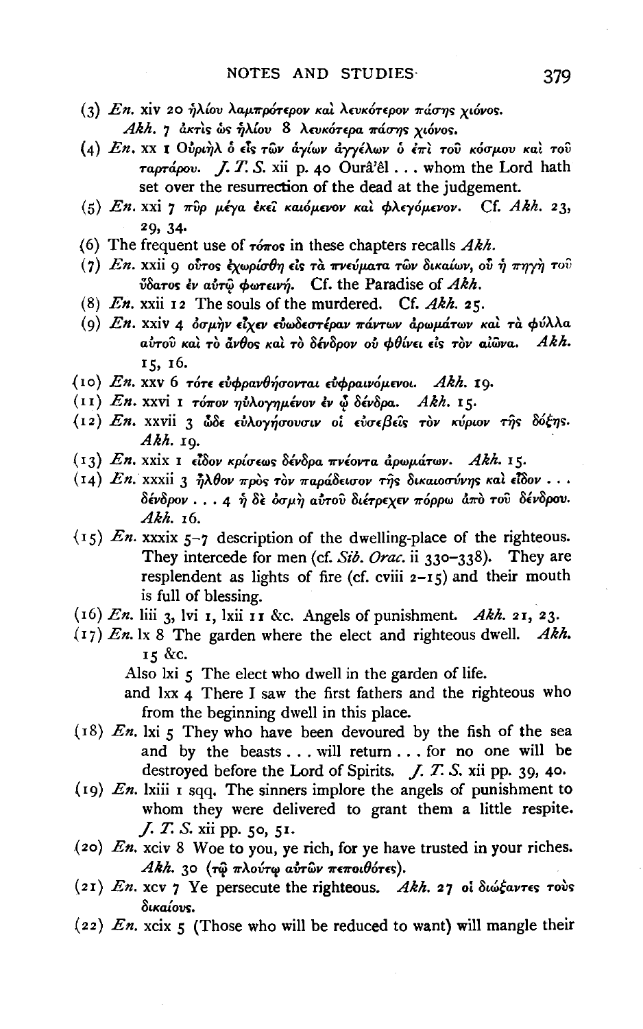(3) *En.* xiv 20 ἡλίου λαμπρότερον καὶ λευκότερον πάσης χιόνος. *Akh.* 7 ἀκτὶς ὡς ἡλίου 8 λευκότερα πάσης χιόνος.

(4) *En.* xx 1 Οὐριὴλ ὁ εἷς τῶν ἁγίων ἀγγέλων ὁ ἐπὶ τοῦ κόσμου καὶ τοῦ ταρτάρου. *J. T. S.* xii p. 40 Ourâ'êl . . . whom the Lord hath set over the resurrection of the dead at the judgement.

(5) *En.* xxi 7 πῦρ μέγα ἐκεῖ καιόμενον καὶ φλεγόμενον. Cf. *Akh.* 23, 29, 34.

(6) The frequent use of τόπος in these chapters recalls *Akh.*

(7) *En.* xxii 9 οὗτος ἐχωρίσθη εἰς τὰ πνεύματα τῶν δικαίων, οὗ ἡ πηγὴ τοῦ ὕδατος ἐν αὐτῷ φωτεινή. Cf. the Paradise of *Akh.*

(8) *En.* xxii 12 The souls of the murdered. Cf. *Akh.* 25.

(9) *En.* xxiv 4 ὀσμὴν εἶχεν εὐωδεστέραν πάντων ἀρωμάτων καὶ τὰ φύλλα αὐτοῦ καὶ τὸ ἄνθος καὶ τὸ δένδρον οὐ φθίνει εἰς τὸν αἰῶνα. *Akh.* 15, 16.

(10) *En.* xxv 6 τότε εὐφρανθήσονται εὐφραινόμενοι. *Akh.* 19.

(11) *En.* xxvi 1 τόπον ηὐλογημένον ἐν ᾧ δένδρα. *Akh.* 15.

(12) *En.* xxvii 3 ὧδε εὐλογήσουσιν οἱ εὐσεβεῖς τὸν κύριον τῆς δόξης. *Akh.* 19.

(13) *En.* xxix 1 εἶδον κρίσεως δένδρα πνέοντα ἀρωμάτων. *Akh.* 15.

(14) *En.* xxxii 3 ἦλθον πρὸς τὸν παράδεισον τῆς δικαιοσύνης καὶ εἶδον . . . δένδρον . . . 4 ἡ δὲ ὀσμὴ αὐτοῦ διέτρεχεν πόρρω ἀπὸ τοῦ δένδρου. *Akh.* 16.

(15) *En.* xxxix 5–7 description of the dwelling-place of the righteous. They intercede for men (cf. *Sib. Orac.* ii 330–338). They are resplendent as lights of fire (cf. cviii 2–15) and their mouth is full of blessing.

(16) *En.* liii 3, lvi 1, lxii 11 &c. Angels of punishment. *Akh.* 21, 23.

(17) *En.* lx 8 The garden where the elect and righteous dwell. *Akh.* 15 &c.
   Also lxi 5 The elect who dwell in the garden of life.
   and lxx 4 There I saw the first fathers and the righteous who from the beginning dwell in this place.

(18) *En.* lxi 5 They who have been devoured by the fish of the sea and by the beasts . . . will return . . . for no one will be destroyed before the Lord of Spirits. *J. T. S.* xii pp. 39, 40.

(19) *En.* lxiii 1 sqq. The sinners implore the angels of punishment to whom they were delivered to grant them a little respite. *J. T. S.* xii pp. 50, 51.

(20) *En.* xciv 8 Woe to you, ye rich, for ye have trusted in your riches. *Akh.* 30 (τῷ πλούτῳ αὐτῶν πεποιθότες).

(21) *En.* xcv 7 Ye persecute the righteous. *Akh.* 27 οἱ διώξαντες τοὺς δικαίους.

(22) *En.* xcix 5 (Those who will be reduced to want) will mangle their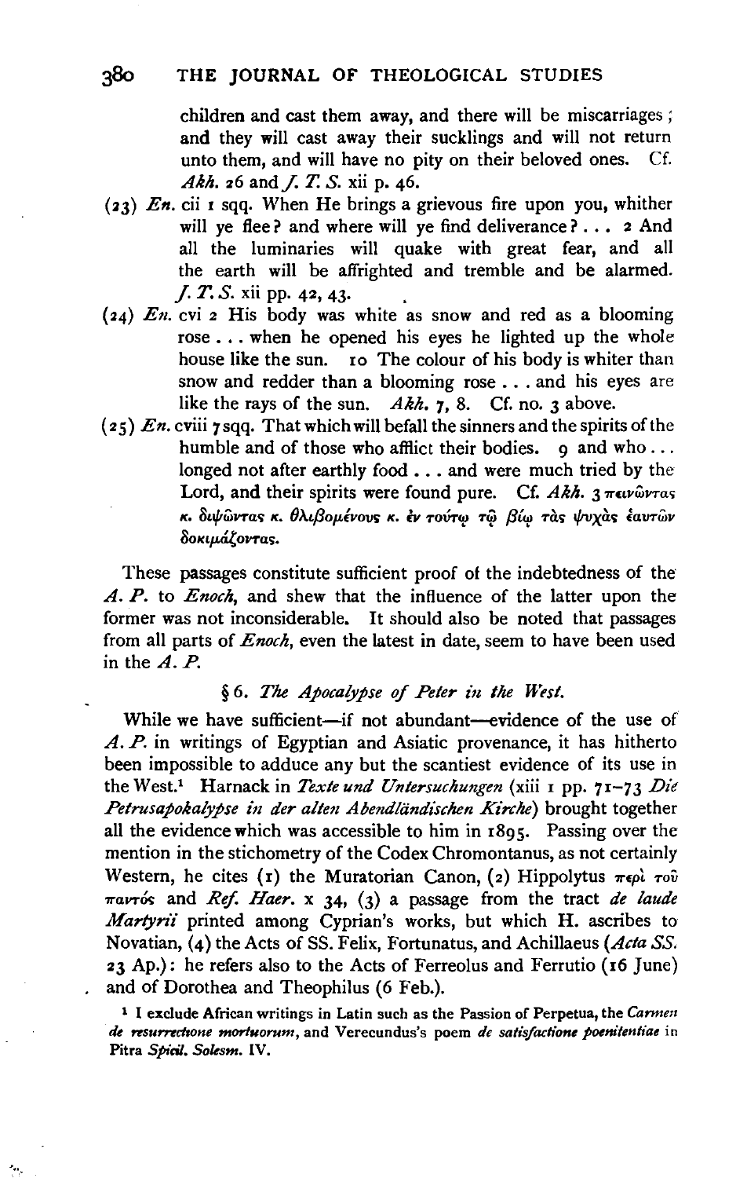children and cast them away, and there will be miscarriages; and they will cast away their sucklings and will not return unto them, and will have no pity on their beloved ones. Cf. *Akh.* 26 and *J. T. S.* xii p. 46.

(23) *En.* cii 1 sqq. When He brings a grievous fire upon you, whither will ye flee? and where will ye find deliverance? . . . 2 And all the luminaries will quake with great fear, and all the earth will be affrighted and tremble and be alarmed. *J. T. S.* xii pp. 42, 43.

(24) *En.* cvi 2 His body was white as snow and red as a blooming rose . . . when he opened his eyes he lighted up the whole house like the sun. 10 The colour of his body is whiter than snow and redder than a blooming rose . . . and his eyes are like the rays of the sun. *Akh.* 7, 8. Cf. no. 3 above.

(25) *En.* cviii 7 sqq. That which will befall the sinners and the spirits of the humble and of those who afflict their bodies. 9 and who . . . longed not after earthly food . . . and were much tried by the Lord, and their spirits were found pure. Cf. *Akh.* 3 πεινῶντας κ. διψῶντας κ. θλιβομένους κ. ἐν τούτῳ τῷ βίῳ τὰς ψυχὰς ἑαυτῶν δοκιμάζοντας.

These passages constitute sufficient proof of the indebtedness of the *A. P.* to *Enoch*, and shew that the influence of the latter upon the former was not inconsiderable. It should also be noted that passages from all parts of *Enoch*, even the latest in date, seem to have been used in the *A. P.*

### § 6. *The Apocalypse of Peter in the West.*

While we have sufficient—if not abundant—evidence of the use of *A. P.* in writings of Egyptian and Asiatic provenance, it has hitherto been impossible to adduce any but the scantiest evidence of its use in the West.[1] Harnack in *Texte und Untersuchungen* (xiii 1 pp. 71–73 *Die Petrusapokalypse in der alten Abendländischen Kirche*) brought together all the evidence which was accessible to him in 1895. Passing over the mention in the stichometry of the Codex Chromontanus, as not certainly Western, he cites (1) the Muratorian Canon, (2) Hippolytus περὶ τοῦ παντός and *Ref. Haer.* x 34, (3) a passage from the tract *de laude Martyrii* printed among Cyprian's works, but which H. ascribes to Novatian, (4) the Acts of SS. Felix, Fortunatus, and Achillaeus (*Acta SS.* 23 Ap.): he refers also to the Acts of Ferreolus and Ferrutio (16 June) and of Dorothea and Theophilus (6 Feb.).

[1] I exclude African writings in Latin such as the Passion of Perpetua, the *Carmen de resurrectione mortuorum*, and Verecundus's poem *de satisfactione poenitentiae* in Pitra *Spicil. Solesm.* IV.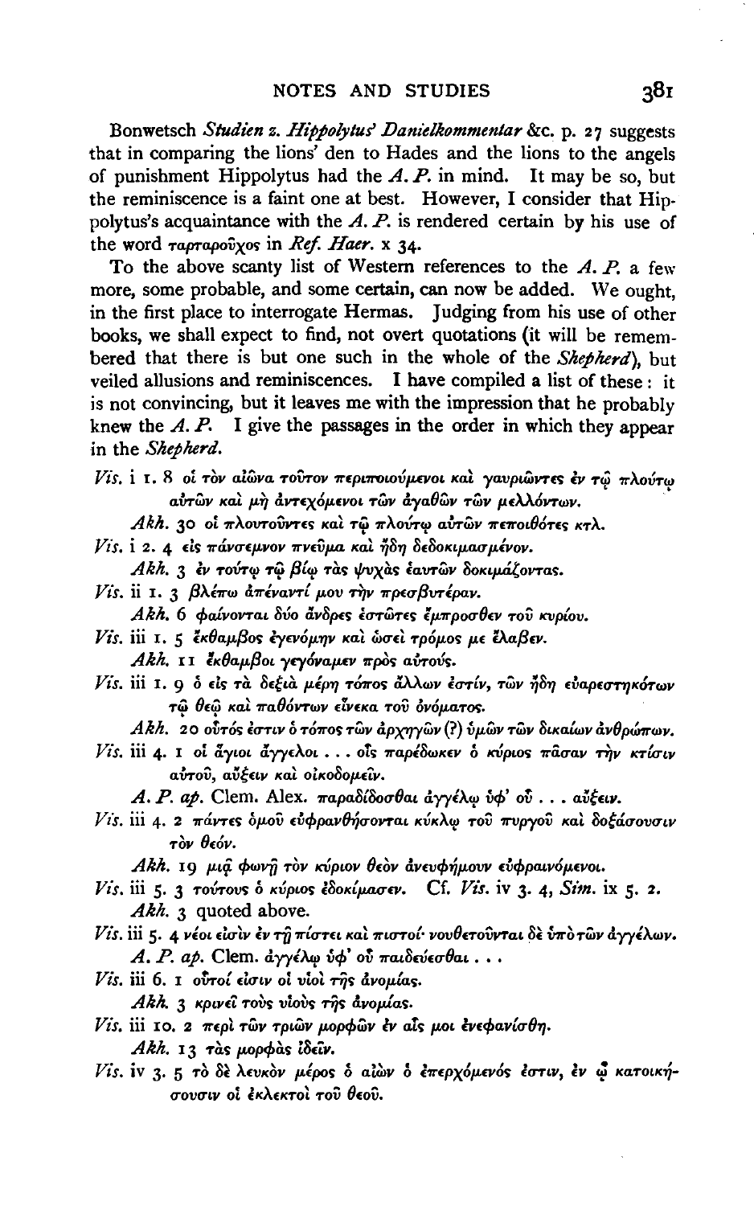Bonwetsch *Studien z. Hippolytus' Danielkommentar* &c. p. 27 suggests that in comparing the lions' den to Hades and the lions to the angels of punishment Hippolytus had the *A. P.* in mind. It may be so, but the reminiscence is a faint one at best. However, I consider that Hippolytus's acquaintance with the *A. P.* is rendered certain by his use of the word ταρταροῦχος in *Ref. Haer.* x 34.

To the above scanty list of Western references to the *A. P.* a few more, some probable, and some certain, can now be added. We ought, in the first place to interrogate Hermas. Judging from his use of other books, we shall expect to find, not overt quotations (it will be remembered that there is but one such in the whole of the *Shepherd*), but veiled allusions and reminiscences. I have compiled a list of these: it is not convincing, but it leaves me with the impression that he probably knew the *A. P.* I give the passages in the order in which they appear in the *Shepherd*.

*Vis.* i 1. 8 οἱ τὸν αἰῶνα τοῦτον περιποιούμενοι καὶ γαυριῶντες ἐν τῷ πλούτῳ αὐτῶν καὶ μὴ ἀντεχόμενοι τῶν ἀγαθῶν τῶν μελλόντων.

*Akh.* 30 οἱ πλουτοῦντες καὶ τῷ πλούτῳ αὐτῶν πεποιθότες κτλ.

*Vis.* i 2. 4 εἰς πάνσεμνον πνεῦμα καὶ ἤδη δεδοκιμασμένον.

*Akh.* 3 ἐν τούτῳ τῷ βίῳ τὰς ψυχὰς ἑαυτῶν δοκιμάζοντας.

*Vis.* ii 1. 3 βλέπω ἀπέναντί μου τὴν πρεσβυτέραν.

*Akh.* 6 φαίνονται δύο ἄνδρες ἑστῶτες ἔμπροσθεν τοῦ κυρίου.

*Vis.* iii 1. 5 ἔκθαμβος ἐγενόμην καὶ ὡσεὶ τρόμος με ἔλαβεν.

*Akh.* 11 ἔκθαμβοι γεγόναμεν πρὸς αὐτούς.

*Vis.* iii 1. 9 ὁ εἰς τὰ δεξιὰ μέρη τόπος ἄλλων ἐστίν, τῶν ἤδη εὐαρεστηκότων τῷ θεῷ καὶ παθόντων εἵνεκα τοῦ ὀνόματος.

*Akh.* 20 οὗτός ἐστιν ὁ τόπος τῶν ἀρχηγῶν (?) ὑμῶν τῶν δικαίων ἀνθρώπων.

*Vis.* iii 4. 1 οἱ ἅγιοι ἄγγελοι . . . οἷς παρέδωκεν ὁ κύριος πᾶσαν τὴν κτίσιν αὐτοῦ, αὔξειν καὶ οἰκοδομεῖν.

*A. P. ap.* Clem. Alex. παραδίδοσθαι ἀγγέλῳ ὑφ' οὗ . . . αὔξειν.

*Vis.* iii 4. 2 πάντες ὁμοῦ εὐφρανθήσονται κύκλῳ τοῦ πύργου καὶ δοξάσουσιν τὸν θεόν.

*Akh.* 19 μιᾷ φωνῇ τὸν κύριον θεὸν ἀνευφήμουν εὐφραινόμενοι.

*Vis.* iii 5. 3 τούτους ὁ κύριος ἐδοκίμασεν. Cf. *Vis.* iv 3. 4, *Sim.* ix 5. 2.

*Akh.* 3 quoted above.

*Vis.* iii 5. 4 νέοι εἰσὶν ἐν τῇ πίστει καὶ πιστοί· νουθετοῦνται δὲ ὑπὸ τῶν ἀγγέλων.

*A. P. ap.* Clem. ἀγγέλῳ ὑφ' οὗ παιδεύεσθαι . . .

*Vis.* iii 6. 1 οὗτοί εἰσιν οἱ υἱοὶ τῆς ἀνομίας.

*Akh.* 3 κρινεῖ τοὺς υἱοὺς τῆς ἀνομίας.

*Vis.* iii 10. 2 περὶ τῶν τριῶν μορφῶν ἐν αἷς μοι ἐνεφανίσθη.

*Akh.* 13 τὰς μορφὰς ἰδεῖν.

*Vis.* iv 3. 5 τὸ δὲ λευκὸν μέρος ὁ αἰὼν ὁ ἐπερχόμενός ἐστιν, ἐν ᾧ κατοικήσουσιν οἱ ἐκλεκτοὶ τοῦ θεοῦ.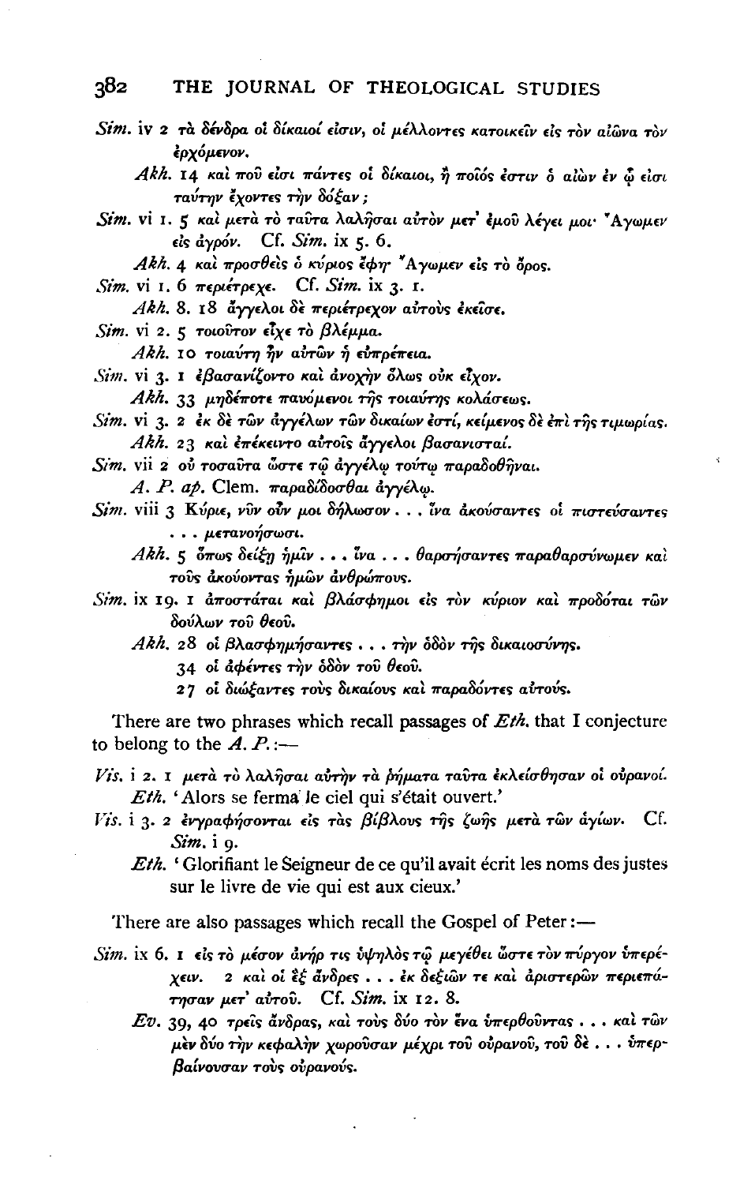*Sim.* iv 2 τὰ δένδρα οἱ δίκαιοί εἰσιν, οἱ μέλλοντες κατοικεῖν εἰς τὸν αἰῶνα τὸν ἐρχόμενον.

*Akh.* 14 καὶ ποῦ εἰσι πάντες οἱ δίκαιοι, ἢ ποῖός ἐστιν ὁ αἰὼν ἐν ᾧ εἰσι ταύτην ἔχοντες τὴν δόξαν;

*Sim.* vi 1. 5 καὶ μετὰ τὸ ταῦτα λαλῆσαι αὐτὸν μετ' ἐμοῦ λέγει μοι· Ἄγωμεν εἰς ἀγρόν. Cf. *Sim.* ix 5. 6.

*Akh.* 4 καὶ προσθεὶς ὁ κύριος ἔφη· Ἄγωμεν εἰς τὸ ὄρος.

*Sim.* vi 1. 6 περιέτρεχε. Cf. *Sim.* ix 3. 1.

*Akh.* 8. 18 ἄγγελοι δὲ περιέτρεχον αὐτοὺς ἐκεῖσε.

*Sim.* vi 2. 5 τοιοῦτον εἶχε τὸ βλέμμα.

*Akh.* 10 τοιαύτη ἦν αὐτῶν ἡ εὐπρέπεια.

*Sim.* vi 3. 1 ἐβασανίζοντο καὶ ἀνοχὴν ὅλως οὐκ εἶχον.

*Akh.* 33 μηδέποτε παυόμενοι τῆς τοιαύτης κολάσεως.

*Sim.* vi 3. 2 ἐκ δὲ τῶν ἀγγέλων τῶν δικαίων ἐστί, κείμενος δὲ ἐπὶ τῆς τιμωρίας.

*Akh.* 23 καὶ ἐπέκειντο αὐτοῖς ἄγγελοι βασανισταί.

*Sim.* vii 2 οὐ τοσαῦτα ὥστε τῷ ἀγγέλῳ τούτῳ παραδοθῆναι.

*A. P. ap.* Clem. παραδίδοσθαι ἀγγέλῳ.

*Sim.* viii 3 Κύριε, νῦν οὖν μοι δήλωσον . . . ἵνα ἀκούσαντες οἱ πιστεύσαντες . . . μετανοήσωσι.

*Akh.* 5 ὅπως δείξῃ ἡμῖν . . . ἵνα . . . θαρσήσαντες παραθαρσύνωμεν καὶ τοὺς ἀκούοντας ἡμῶν ἀνθρώπους.

*Sim.* ix 19. 1 ἀποστάται καὶ βλάσφημοι εἰς τὸν κύριον καὶ προδόται τῶν δούλων τοῦ θεοῦ.

*Akh.* 28 οἱ βλασφημήσαντες . . . τὴν ὁδὸν τῆς δικαιοσύνης.

34 οἱ ἀφέντες τὴν ὁδὸν τοῦ θεοῦ.

27 οἱ διώξαντες τοὺς δικαίους καὶ παραδόντες αὐτούς.

There are two phrases which recall passages of *Eth.* that I conjecture to belong to the *A. P.*:—

*Vis.* i 2. 1 μετὰ τὸ λαλῆσαι αὐτὴν τὰ ῥήματα ταῦτα ἐκλείσθησαν οἱ οὐρανοί.

*Eth.* 'Alors se ferma le ciel qui s'était ouvert.'

*Vis.* i 3. 2 ἐνγραφήσονται εἰς τὰς βίβλους τῆς ζωῆς μετὰ τῶν ἁγίων. Cf. *Sim.* i 9.

*Eth.* 'Glorifiant le Seigneur de ce qu'il avait écrit les noms des justes sur le livre de vie qui est aux cieux.'

There are also passages which recall the Gospel of Peter:—

*Sim.* ix 6. 1 εἰς τὸ μέσον ἀνήρ τις ὑψηλὸς τῷ μεγέθει ὥστε τὸν πύργον ὑπερέχειν. 2 καὶ οἱ ἓξ ἄνδρες . . . ἐκ δεξιῶν τε καὶ ἀριστερῶν περιεπάτησαν μετ' αὐτοῦ. Cf. *Sim.* ix 12. 8.

*Ev.* 39, 40 τρεῖς ἄνδρας, καὶ τοὺς δύο τὸν ἕνα ὑπερθοῦντας . . . καὶ τῶν μὲν δύο τὴν κεφαλὴν χωροῦσαν μέχρι τοῦ οὐρανοῦ, τοῦ δὲ . . . ὑπερβαίνουσαν τοὺς οὐρανούς.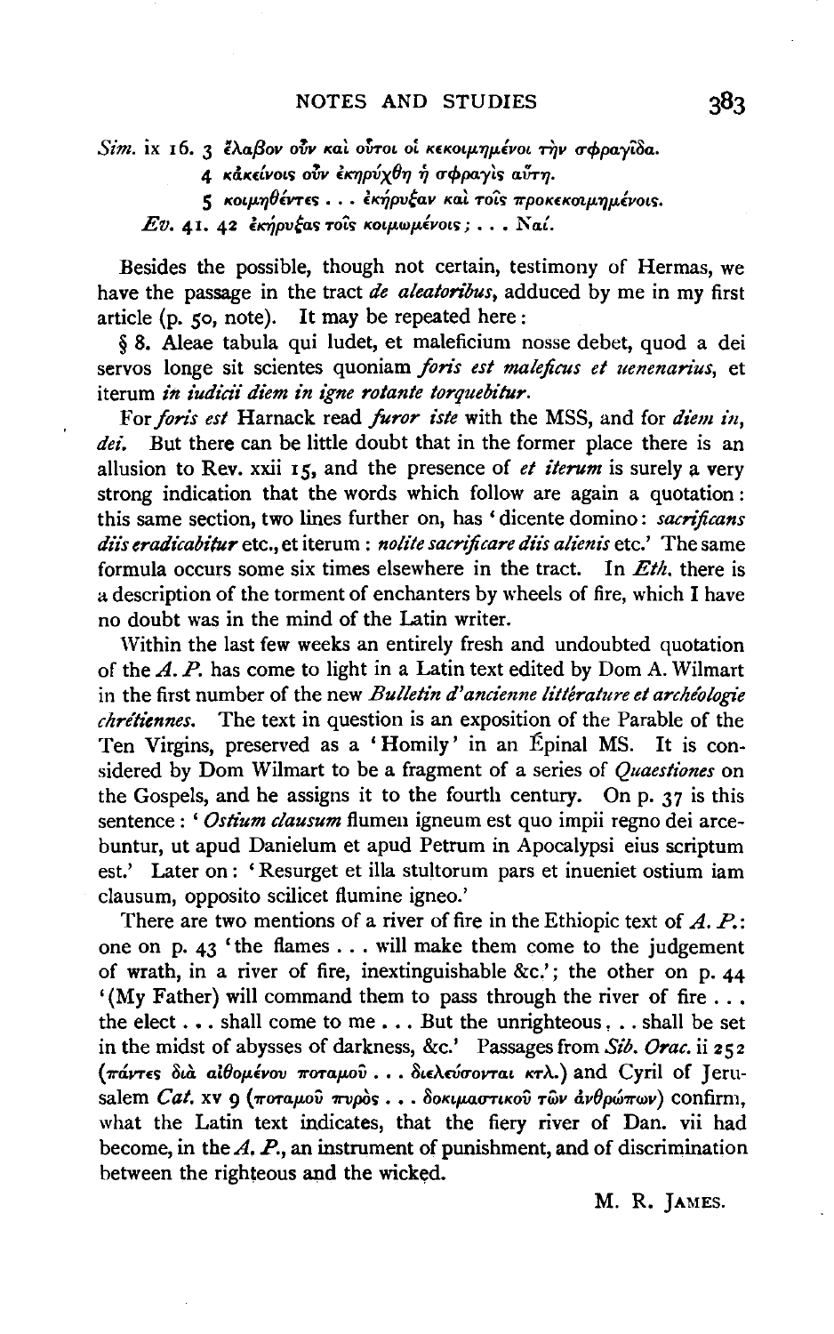*Sim.* ix 16. 3 ἔλαβον οὖν καὶ οὗτοι οἱ κεκοιμημένοι τὴν σφραγῖδα.

4 κἀκείνοις οὖν ἐκηρύχθη ἡ σφραγὶς αὕτη.

5 κοιμηθέντες . . . ἐκήρυξαν καὶ τοῖς προκεκοιμημένοις.

*Ev.* 41. 42 ἐκήρυξας τοῖς κοιμωμένοις; . . . Ναί.

Besides the possible, though not certain, testimony of Hermas, we have the passage in the tract *de aleatoribus*, adduced by me in my first article (p. 50, note). It may be repeated here:

§ 8. Aleae tabula qui ludet, et maleficium nosse debet, quod a dei servos longe sit scientes quoniam *foris est maleficus et uenenarius*, et iterum *in iudicii diem in igne rotante torquebitur*.

For *foris est* Harnack read *furor iste* with the MSS, and for *diem in*, *dei*. But there can be little doubt that in the former place there is an allusion to Rev. xxii 15, and the presence of *et iterum* is surely a very strong indication that the words which follow are again a quotation: this same section, two lines further on, has 'dicente domino: *sacrificans diis eradicabitur* etc., et iterum: *nolite sacrificare diis alienis* etc.' The same formula occurs some six times elsewhere in the tract. In *Eth.* there is a description of the torment of enchanters by wheels of fire, which I have no doubt was in the mind of the Latin writer.

Within the last few weeks an entirely fresh and undoubted quotation of the *A. P.* has come to light in a Latin text edited by Dom A. Wilmart in the first number of the new *Bulletin d'ancienne littérature et archéologie chrétiennes.* The text in question is an exposition of the Parable of the Ten Virgins, preserved as a 'Homily' in an Épinal MS. It is considered by Dom Wilmart to be a fragment of a series of *Quaestiones* on the Gospels, and he assigns it to the fourth century. On p. 37 is this sentence: '*Ostium clausum* flumen igneum est quo impii regno dei arcebuntur, ut apud Danielum et apud Petrum in Apocalypsi eius scriptum est.' Later on: 'Resurget et illa stultorum pars et inueniet ostium iam clausum, opposito scilicet flumine igneo.'

There are two mentions of a river of fire in the Ethiopic text of *A. P.*: one on p. 43 'the flames . . . will make them come to the judgement of wrath, in a river of fire, inextinguishable &c.'; the other on p. 44 '(My Father) will command them to pass through the river of fire . . . the elect . . . shall come to me . . . But the unrighteous . . . shall be set in the midst of abysses of darkness, &c.' Passages from *Sib. Orac.* ii 252 (πάντες διὰ αἰθομένου ποταμοῦ . . . διελεύσονται κτλ.) and Cyril of Jerusalem *Cat.* xv 9 (ποταμοῦ πυρὸς . . . δοκιμαστικοῦ τῶν ἀνθρώπων) confirm, what the Latin text indicates, that the fiery river of Dan. vii had become, in the *A. P.*, an instrument of punishment, and of discrimination between the righteous and the wicked.

M. R. JAMES.